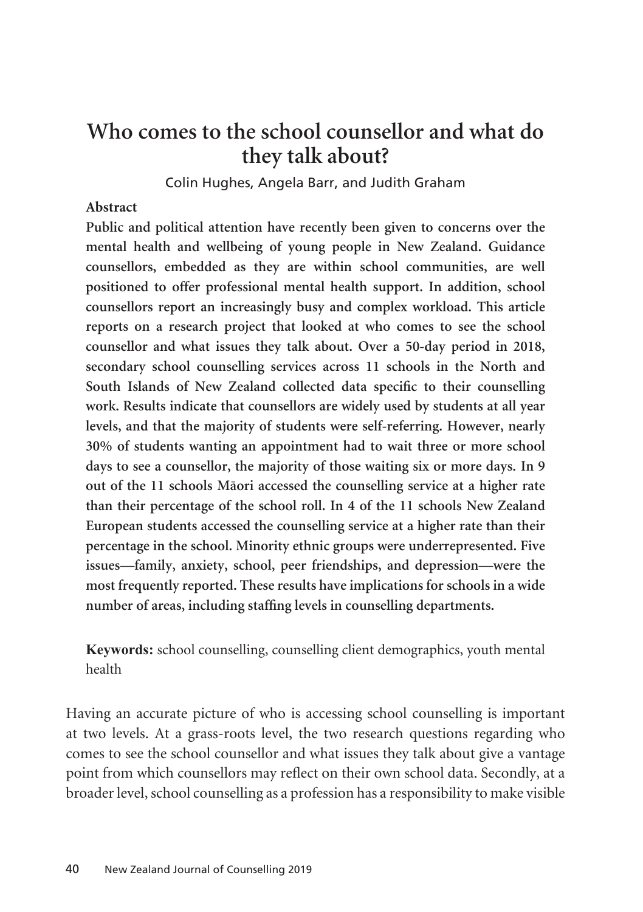# Who comes to the school counsellor and what do they talk about?

Colin Hughes, Angela Barr, and Judith Graham

**Abstract**

**Public and political attention have recently been given to concerns over the mental health and wellbeing of young people in New Zealand. Guidance counsellors, embedded as they are within school communities, are well positioned to offer professional mental health support. In addition, school counsellors report an increasingly busy and complex workload. This article reports on a research project that looked at who comes to see the school counsellor and what issues they talk about. Over a 50-day period in 2018, secondary school counselling services across 11 schools in the North and South Islands of New Zealand collected data specific to their counselling work. Results indicate that counsellors are widely used by students at all year levels, and that the majority of students were self-referring. However, nearly 30% of students wanting an appointment had to wait three or more school days to see a counsellor, the majority of those waiting six or more days. In 9 out of the 11 schools Māori accessed the counselling service at a higher rate than their percentage of the school roll. In 4 of the 11 schools New Zealand European students accessed the counselling service at a higher rate than their percentage in the school. Minority ethnic groups were underrepresented. Five issues—family, anxiety, school, peer friendships, and depression—were the most frequently reported. These results have implications for schools in a wide number of areas, including staffing levels in counselling departments.**

**Keywords:** school counselling, counselling client demographics, youth mental health

Having an accurate picture of who is accessing school counselling is important at two levels. At a grass-roots level, the two research questions regarding who comes to see the school counsellor and what issues they talk about give a vantage point from which counsellors may reflect on their own school data. Secondly, at a broader level, school counselling as a profession has a responsibility to make visible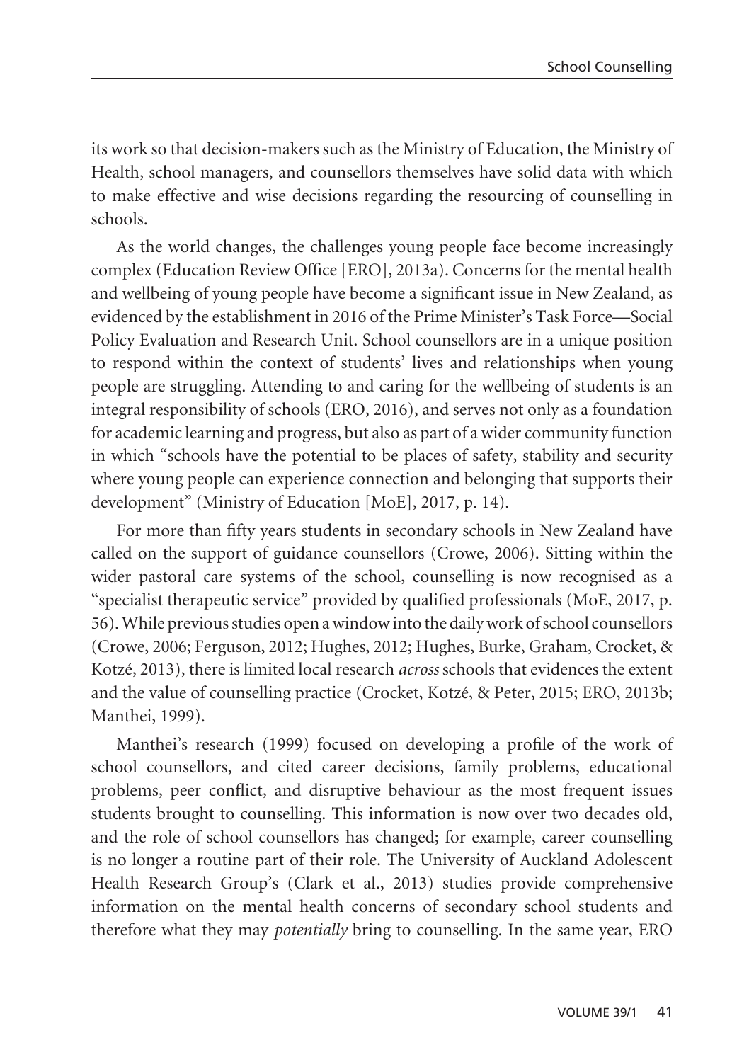its work so that decision-makers such as the Ministry of Education, the Ministry of Health, school managers, and counsellors themselves have solid data with which to make effective and wise decisions regarding the resourcing of counselling in schools.

As the world changes, the challenges young people face become increasingly complex (Education Review Office [ERO], 2013a). Concerns for the mental health and wellbeing of young people have become a significant issue in New Zealand, as evidenced by the establishment in 2016 of the Prime Minister's Task Force—Social Policy Evaluation and Research Unit. School counsellors are in a unique position to respond within the context of students' lives and relationships when young people are struggling. Attending to and caring for the wellbeing of students is an integral responsibility of schools (ERO, 2016), and serves not only as a foundation for academic learning and progress, but also as part of a wider community function in which "schools have the potential to be places of safety, stability and security where young people can experience connection and belonging that supports their development" (Ministry of Education [MoE], 2017, p. 14).

For more than fifty years students in secondary schools in New Zealand have called on the support of guidance counsellors (Crowe, 2006). Sitting within the wider pastoral care systems of the school, counselling is now recognised as a "specialist therapeutic service" provided by qualified professionals (MoE, 2017, p. 56). While previous studies open a window into the daily work of school counsellors (Crowe, 2006; Ferguson, 2012; Hughes, 2012; Hughes, Burke, Graham, Crocket, & Kotzé, 2013), there is limited local research *across* schools that evidences the extent and the value of counselling practice (Crocket, Kotzé, & Peter, 2015; ERO, 2013b; Manthei, 1999).

Manthei's research (1999) focused on developing a profile of the work of school counsellors, and cited career decisions, family problems, educational problems, peer conflict, and disruptive behaviour as the most frequent issues students brought to counselling. This information is now over two decades old, and the role of school counsellors has changed; for example, career counselling is no longer a routine part of their role. The University of Auckland Adolescent Health Research Group's (Clark et al., 2013) studies provide comprehensive information on the mental health concerns of secondary school students and therefore what they may *potentially* bring to counselling. In the same year, ERO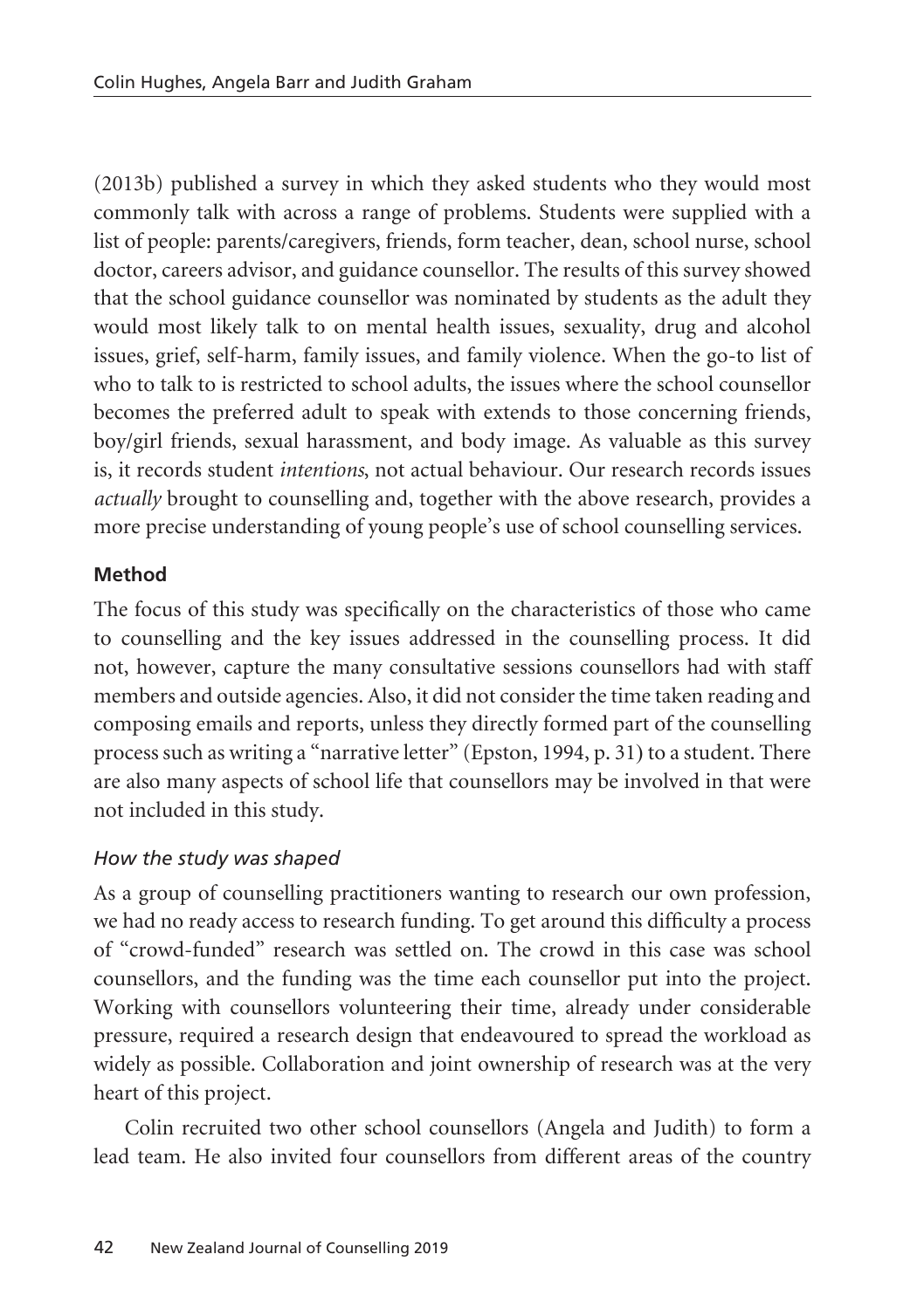(2013b) published a survey in which they asked students who they would most commonly talk with across a range of problems. Students were supplied with a list of people: parents/caregivers, friends, form teacher, dean, school nurse, school doctor, careers advisor, and guidance counsellor. The results of this survey showed that the school guidance counsellor was nominated by students as the adult they would most likely talk to on mental health issues, sexuality, drug and alcohol issues, grief, self-harm, family issues, and family violence. When the go-to list of who to talk to is restricted to school adults, the issues where the school counsellor becomes the preferred adult to speak with extends to those concerning friends, boy/girl friends, sexual harassment, and body image. As valuable as this survey is, it records student *intentions*, not actual behaviour. Our research records issues *actually* brought to counselling and, together with the above research, provides a more precise understanding of young people's use of school counselling services.

## Method

The focus of this study was specifically on the characteristics of those who came to counselling and the key issues addressed in the counselling process. It did not, however, capture the many consultative sessions counsellors had with staff members and outside agencies. Also, it did not consider the time taken reading and composing emails and reports, unless they directly formed part of the counselling process such as writing a "narrative letter" (Epston, 1994, p. 31) to a student. There are also many aspects of school life that counsellors may be involved in that were not included in this study.

### *How the study was shaped*

As a group of counselling practitioners wanting to research our own profession, we had no ready access to research funding. To get around this difficulty a process of "crowd-funded" research was settled on. The crowd in this case was school counsellors, and the funding was the time each counsellor put into the project. Working with counsellors volunteering their time, already under considerable pressure, required a research design that endeavoured to spread the workload as widely as possible. Collaboration and joint ownership of research was at the very heart of this project.

Colin recruited two other school counsellors (Angela and Judith) to form a lead team. He also invited four counsellors from different areas of the country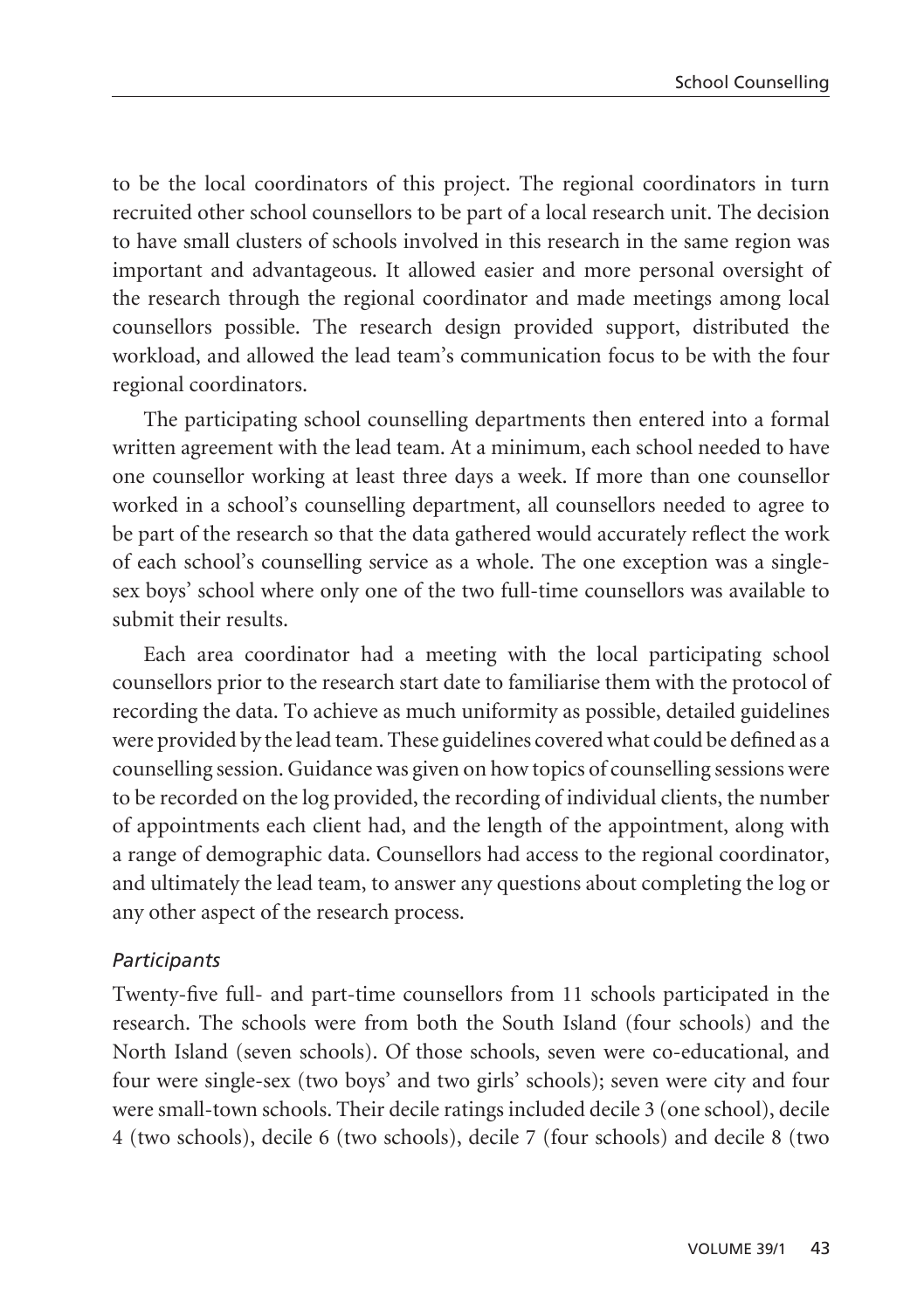to be the local coordinators of this project. The regional coordinators in turn recruited other school counsellors to be part of a local research unit. The decision to have small clusters of schools involved in this research in the same region was important and advantageous. It allowed easier and more personal oversight of the research through the regional coordinator and made meetings among local counsellors possible. The research design provided support, distributed the workload, and allowed the lead team's communication focus to be with the four regional coordinators.

The participating school counselling departments then entered into a formal written agreement with the lead team. At a minimum, each school needed to have one counsellor working at least three days a week. If more than one counsellor worked in a school's counselling department, all counsellors needed to agree to be part of the research so that the data gathered would accurately reflect the work of each school's counselling service as a whole. The one exception was a single-sex boys' school where only one of the two full-time counsellors was available to submit their results.

Each area coordinator had a meeting with the local participating school counsellors prior to the research start date to familiarise them with the protocol of recording the data. To achieve as much uniformity as possible, detailed guidelines were provided by the lead team. These guidelines covered what could be defined as a counselling session. Guidance was given on how topics of counselling sessions were to be recorded on the log provided, the recording of individual clients, the number of appointments each client had, and the length of the appointment, along with a range of demographic data. Counsellors had access to the regional coordinator, and ultimately the lead team, to answer any questions about completing the log or any other aspect of the research process.

### *Participants*

Twenty-five full- and part-time counsellors from 11 schools participated in the research. The schools were from both the South Island (four schools) and the North Island (seven schools). Of those schools, seven were co-educational, and four were single-sex (two boys' and two girls' schools); seven were city and four were small-town schools. Their decile ratings included decile 3 (one school), decile 4 (two schools), decile 6 (two schools), decile 7 (four schools) and decile 8 (two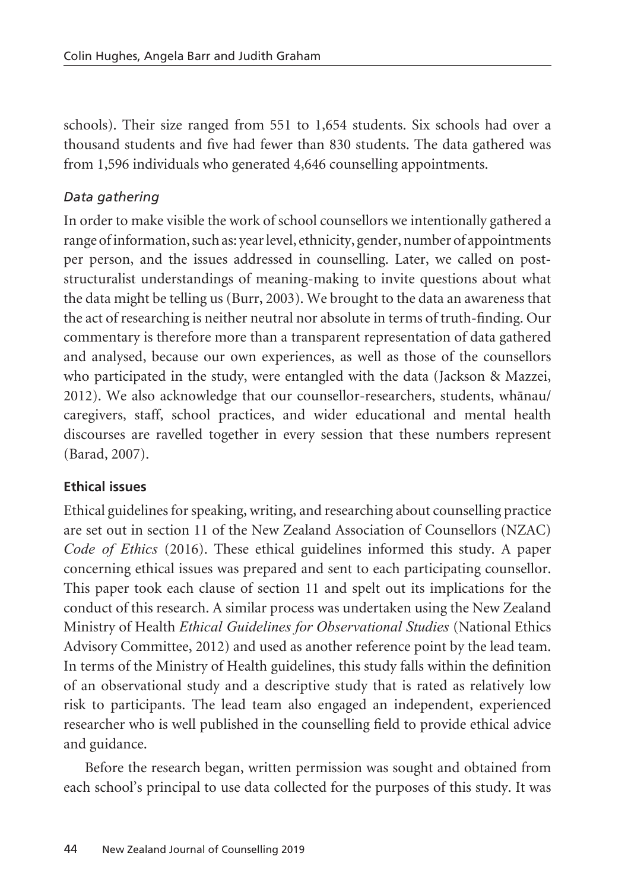schools). Their size ranged from 551 to 1,654 students. Six schools had over a thousand students and five had fewer than 830 students. The data gathered was from 1,596 individuals who generated 4,646 counselling appointments.

### *Data gathering*

In order to make visible the work of school counsellors we intentionally gathered a range of information, such as: year level, ethnicity, gender, number of appointments per person, and the issues addressed in counselling. Later, we called on post-structuralist understandings of meaning-making to invite questions about what the data might be telling us (Burr, 2003). We brought to the data an awareness that the act of researching is neither neutral nor absolute in terms of truth-finding. Our commentary is therefore more than a transparent representation of data gathered and analysed, because our own experiences, as well as those of the counsellors who participated in the study, were entangled with the data (Jackson & Mazzei, 2012). We also acknowledge that our counsellor-researchers, students, whānau/caregivers, staff, school practices, and wider educational and mental health discourses are ravelled together in every session that these numbers represent (Barad, 2007).

## **Ethical issues**

Ethical guidelines for speaking, writing, and researching about counselling practice are set out in section 11 of the New Zealand Association of Counsellors (NZAC) *Code of Ethics* (2016). These ethical guidelines informed this study. A paper concerning ethical issues was prepared and sent to each participating counsellor. This paper took each clause of section 11 and spelt out its implications for the conduct of this research. A similar process was undertaken using the New Zealand Ministry of Health *Ethical Guidelines for Observational Studies* (National Ethics Advisory Committee, 2012) and used as another reference point by the lead team. In terms of the Ministry of Health guidelines, this study falls within the definition of an observational study and a descriptive study that is rated as relatively low risk to participants. The lead team also engaged an independent, experienced researcher who is well published in the counselling field to provide ethical advice and guidance.

Before the research began, written permission was sought and obtained from each school's principal to use data collected for the purposes of this study. It was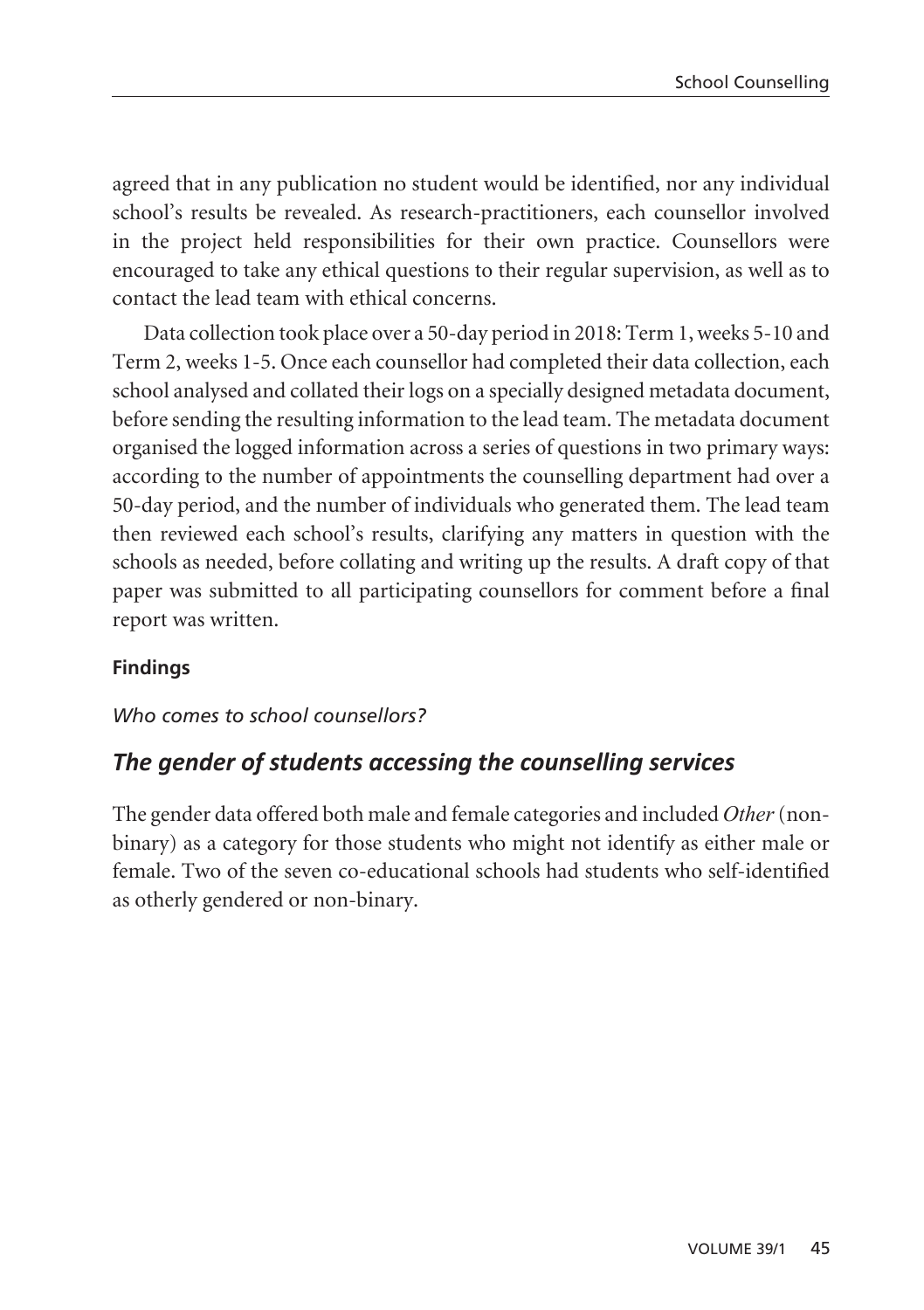agreed that in any publication no student would be identified, nor any individual school's results be revealed. As research-practitioners, each counsellor involved in the project held responsibilities for their own practice. Counsellors were encouraged to take any ethical questions to their regular supervision, as well as to contact the lead team with ethical concerns.

Data collection took place over a 50-day period in 2018: Term 1, weeks 5-10 and Term 2, weeks 1-5. Once each counsellor had completed their data collection, each school analysed and collated their logs on a specially designed metadata document, before sending the resulting information to the lead team. The metadata document organised the logged information across a series of questions in two primary ways: according to the number of appointments the counselling department had over a 50-day period, and the number of individuals who generated them. The lead team then reviewed each school's results, clarifying any matters in question with the schools as needed, before collating and writing up the results. A draft copy of that paper was submitted to all participating counsellors for comment before a final report was written.

## Findings

*Who comes to school counsellors?*

### *The gender of students accessing the counselling services*

The gender data offered both male and female categories and included *Other* (non-binary) as a category for those students who might not identify as either male or female. Two of the seven co-educational schools had students who self-identified as otherly gendered or non-binary.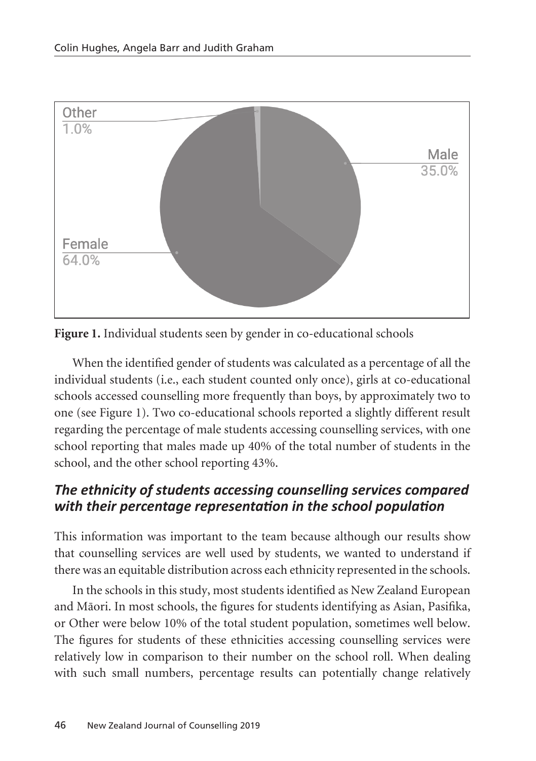Other 1.0%

Male 35.0%

Female 64.0%

**Figure 1.** Individual students seen by gender in co-educational schools

When the identified gender of students was calculated as a percentage of all the individual students (i.e., each student counted only once), girls at co-educational schools accessed counselling more frequently than boys, by approximately two to one (see Figure 1). Two co-educational schools reported a slightly different result regarding the percentage of male students accessing counselling services, with one school reporting that males made up 40% of the total number of students in the school, and the other school reporting 43%.

### *The ethnicity of students accessing counselling services compared with their percentage representation in the school population*

This information was important to the team because although our results show that counselling services are well used by students, we wanted to understand if there was an equitable distribution across each ethnicity represented in the schools.

In the schools in this study, most students identified as New Zealand European and Māori. In most schools, the figures for students identifying as Asian, Pasifika, or Other were below 10% of the total student population, sometimes well below. The figures for students of these ethnicities accessing counselling services were relatively low in comparison to their number on the school roll. When dealing with such small numbers, percentage results can potentially change relatively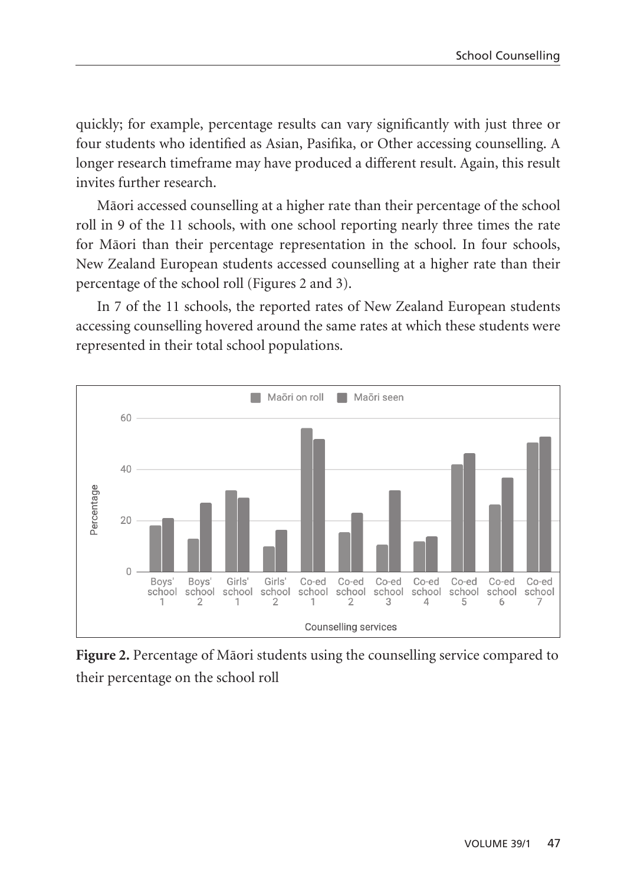quickly; for example, percentage results can vary significantly with just three or four students who identified as Asian, Pasifika, or Other accessing counselling. A longer research timeframe may have produced a different result. Again, this result invites further research.

Māori accessed counselling at a higher rate than their percentage of the school roll in 9 of the 11 schools, with one school reporting nearly three times the rate for Māori than their percentage representation in the school. In four schools, New Zealand European students accessed counselling at a higher rate than their percentage of the school roll (Figures 2 and 3).

In 7 of the 11 schools, the reported rates of New Zealand European students accessing counselling hovered around the same rates at which these students were represented in their total school populations.

**Figure 2.** Percentage of Māori students using the counselling service compared to their percentage on the school roll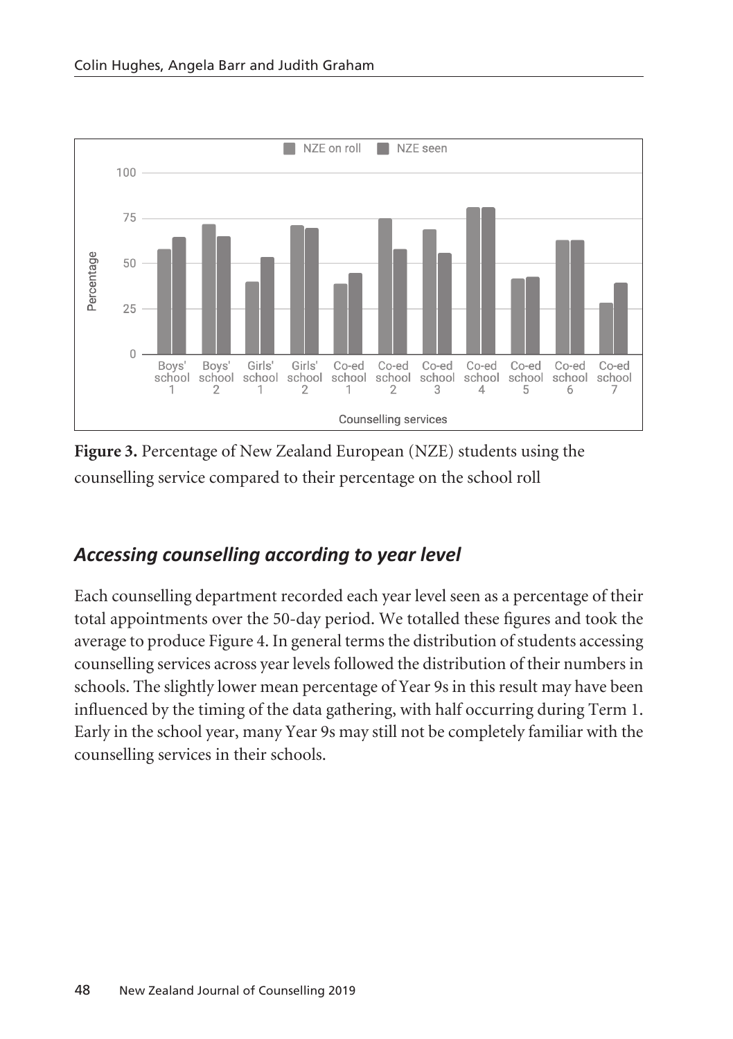**Figure 3.** Percentage of New Zealand European (NZE) students using the counselling service compared to their percentage on the school roll

### *Accessing counselling according to year level*

Each counselling department recorded each year level seen as a percentage of their total appointments over the 50-day period. We totalled these figures and took the average to produce Figure 4. In general terms the distribution of students accessing counselling services across year levels followed the distribution of their numbers in schools. The slightly lower mean percentage of Year 9s in this result may have been influenced by the timing of the data gathering, with half occurring during Term 1. Early in the school year, many Year 9s may still not be completely familiar with the counselling services in their schools.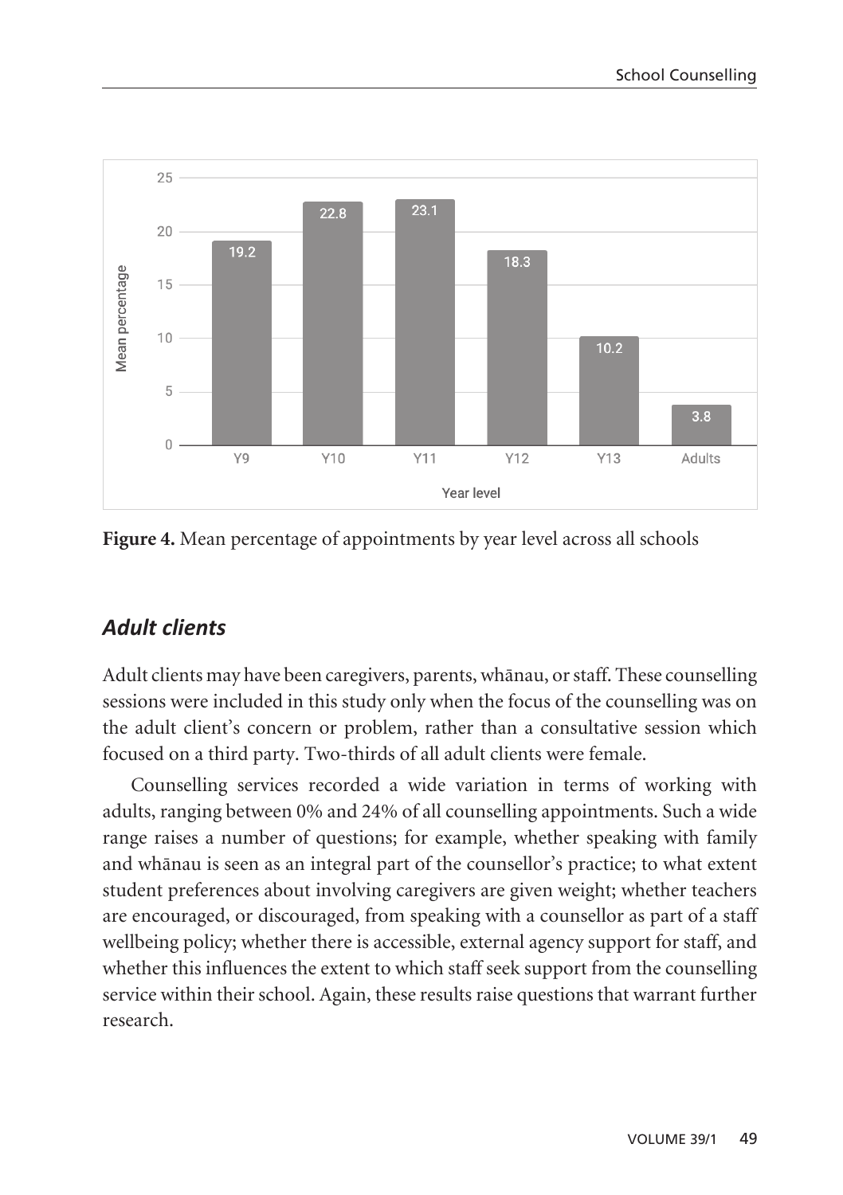**Figure 4.** Mean percentage of appointments by year level across all schools

## *Adult clients*

Adult clients may have been caregivers, parents, whānau, or staff. These counselling sessions were included in this study only when the focus of the counselling was on the adult client's concern or problem, rather than a consultative session which focused on a third party. Two-thirds of all adult clients were female.

Counselling services recorded a wide variation in terms of working with adults, ranging between 0% and 24% of all counselling appointments. Such a wide range raises a number of questions; for example, whether speaking with family and whānau is seen as an integral part of the counsellor's practice; to what extent student preferences about involving caregivers are given weight; whether teachers are encouraged, or discouraged, from speaking with a counsellor as part of a staff wellbeing policy; whether there is accessible, external agency support for staff, and whether this influences the extent to which staff seek support from the counselling service within their school. Again, these results raise questions that warrant further research.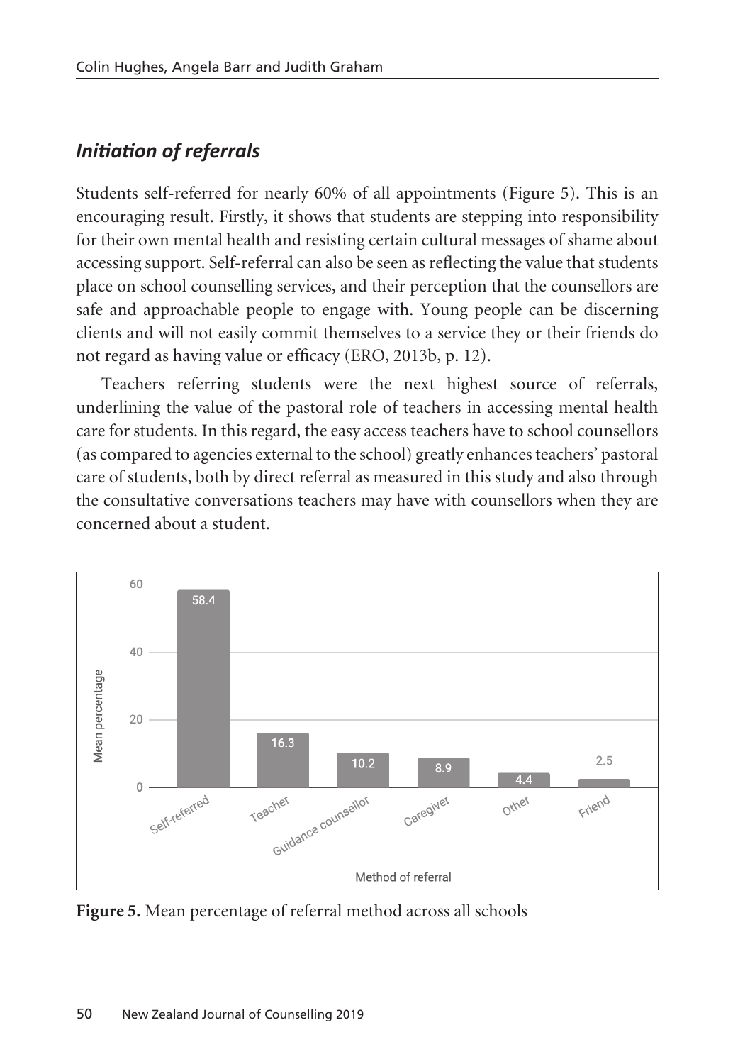## *Initiation of referrals*

Students self-referred for nearly 60% of all appointments (Figure 5). This is an encouraging result. Firstly, it shows that students are stepping into responsibility for their own mental health and resisting certain cultural messages of shame about accessing support. Self-referral can also be seen as reflecting the value that students place on school counselling services, and their perception that the counsellors are safe and approachable people to engage with. Young people can be discerning clients and will not easily commit themselves to a service they or their friends do not regard as having value or efficacy (ERO, 2013b, p. 12).

Teachers referring students were the next highest source of referrals, underlining the value of the pastoral role of teachers in accessing mental health care for students. In this regard, the easy access teachers have to school counsellors (as compared to agencies external to the school) greatly enhances teachers' pastoral care of students, both by direct referral as measured in this study and also through the consultative conversations teachers may have with counsellors when they are concerned about a student.

| Method of referral | Mean percentage |
| --- | --- |
| Self-referred | 58.4 |
| Teacher | 16.3 |
| Guidance counsellor | 10.2 |
| Caregiver | 8.9 |
| Other | 4.4 |
| Friend | 2.5 |

**Figure 5.** Mean percentage of referral method across all schools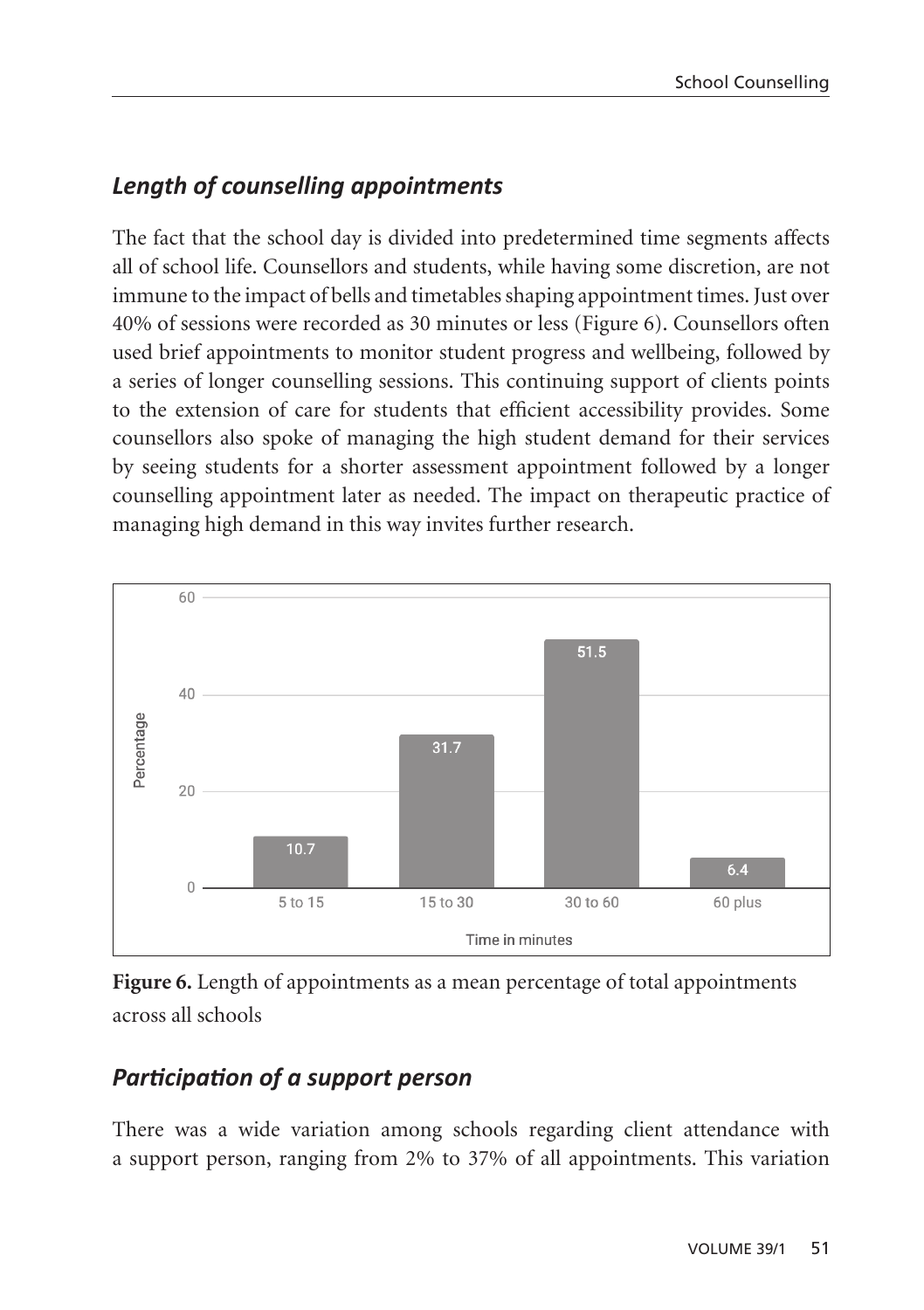### *Length of counselling appointments*

The fact that the school day is divided into predetermined time segments affects all of school life. Counsellors and students, while having some discretion, are not immune to the impact of bells and timetables shaping appointment times. Just over 40% of sessions were recorded as 30 minutes or less (Figure 6). Counsellors often used brief appointments to monitor student progress and wellbeing, followed by a series of longer counselling sessions. This continuing support of clients points to the extension of care for students that efficient accessibility provides. Some counsellors also spoke of managing the high student demand for their services by seeing students for a shorter assessment appointment followed by a longer counselling appointment later as needed. The impact on therapeutic practice of managing high demand in this way invites further research.

**Figure 6.** Length of appointments as a mean percentage of total appointments across all schools

### *Participation of a support person*

There was a wide variation among schools regarding client attendance with a support person, ranging from 2% to 37% of all appointments. This variation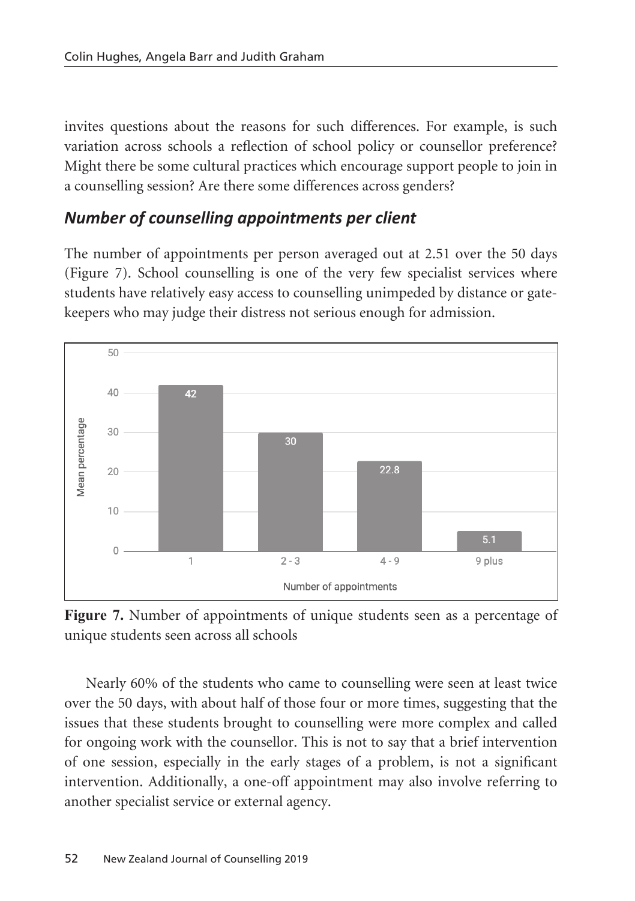invites questions about the reasons for such differences. For example, is such variation across schools a reflection of school policy or counsellor preference? Might there be some cultural practices which encourage support people to join in a counselling session? Are there some differences across genders?

### *Number of counselling appointments per client*

The number of appointments per person averaged out at 2.51 over the 50 days (Figure 7). School counselling is one of the very few specialist services where students have relatively easy access to counselling unimpeded by distance or gate-keepers who may judge their distress not serious enough for admission.

**Figure 7.** Number of appointments of unique students seen as a percentage of unique students seen across all schools

Nearly 60% of the students who came to counselling were seen at least twice over the 50 days, with about half of those four or more times, suggesting that the issues that these students brought to counselling were more complex and called for ongoing work with the counsellor. This is not to say that a brief intervention of one session, especially in the early stages of a problem, is not a significant intervention. Additionally, a one-off appointment may also involve referring to another specialist service or external agency.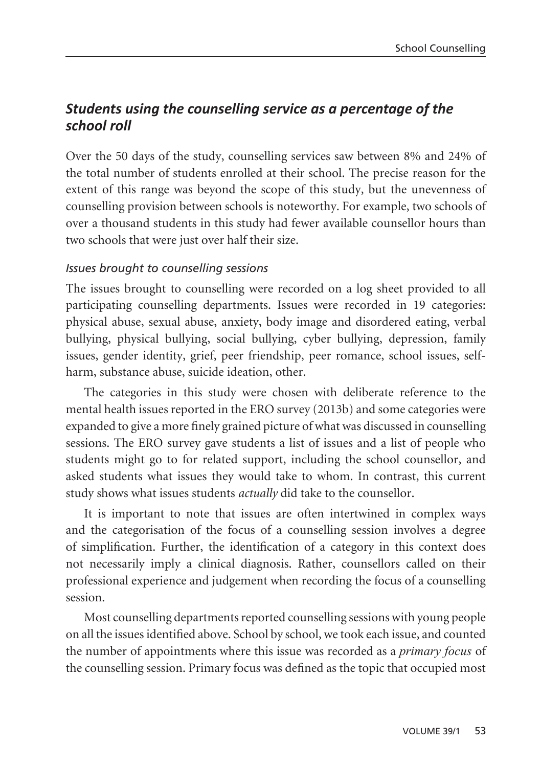## *Students using the counselling service as a percentage of the school roll*

Over the 50 days of the study, counselling services saw between 8% and 24% of the total number of students enrolled at their school. The precise reason for the extent of this range was beyond the scope of this study, but the unevenness of counselling provision between schools is noteworthy. For example, two schools of over a thousand students in this study had fewer available counsellor hours than two schools that were just over half their size.

### *Issues brought to counselling sessions*

The issues brought to counselling were recorded on a log sheet provided to all participating counselling departments. Issues were recorded in 19 categories: physical abuse, sexual abuse, anxiety, body image and disordered eating, verbal bullying, physical bullying, social bullying, cyber bullying, depression, family issues, gender identity, grief, peer friendship, peer romance, school issues, self-harm, substance abuse, suicide ideation, other.

The categories in this study were chosen with deliberate reference to the mental health issues reported in the ERO survey (2013b) and some categories were expanded to give a more finely grained picture of what was discussed in counselling sessions. The ERO survey gave students a list of issues and a list of people who students might go to for related support, including the school counsellor, and asked students what issues they would take to whom. In contrast, this current study shows what issues students *actually* did take to the counsellor.

It is important to note that issues are often intertwined in complex ways and the categorisation of the focus of a counselling session involves a degree of simplification. Further, the identification of a category in this context does not necessarily imply a clinical diagnosis. Rather, counsellors called on their professional experience and judgement when recording the focus of a counselling session.

Most counselling departments reported counselling sessions with young people on all the issues identified above. School by school, we took each issue, and counted the number of appointments where this issue was recorded as a *primary focus* of the counselling session. Primary focus was defined as the topic that occupied most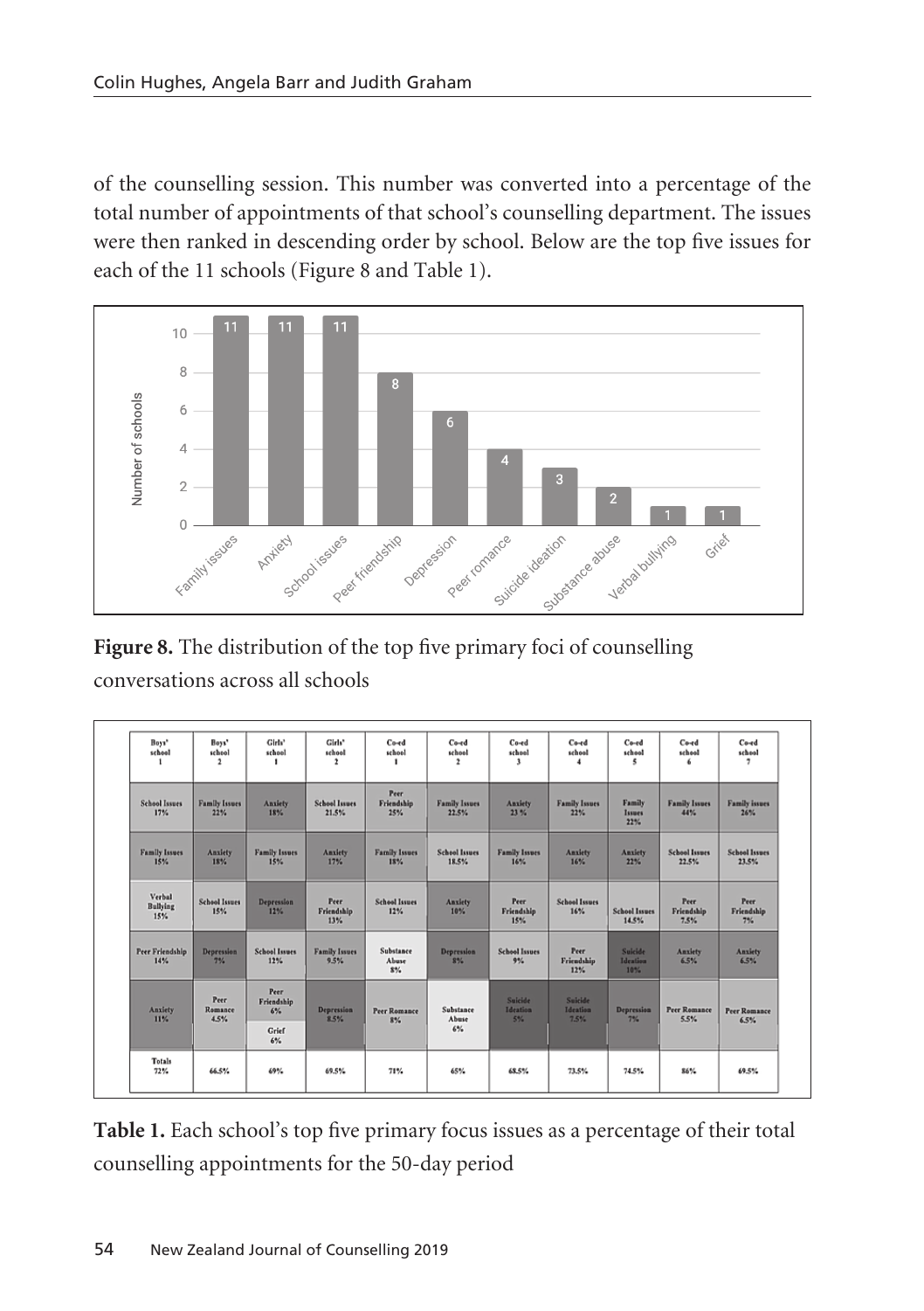of the counselling session. This number was converted into a percentage of the total number of appointments of that school's counselling department. The issues were then ranked in descending order by school. Below are the top five issues for each of the 11 schools (Figure 8 and Table 1).

| Issue | Number of schools |
|---|---|
| Family issues | 11 |
| Anxiety | 11 |
| School issues | 11 |
| Peer friendship | 8 |
| Depression | 6 |
| Peer romance | 4 |
| Suicide ideation | 3 |
| Substance abuse | 2 |
| Verbal bullying | 1 |
| Grief | 1 |

**Figure 8.** The distribution of the top five primary foci of counselling conversations across all schools

| Boys' school 1 | Boys' school 2 | Girls' school 1 | Girls' school 2 | Co-ed school 1 | Co-ed school 2 | Co-ed school 3 | Co-ed school 4 | Co-ed school 5 | Co-ed school 6 | Co-ed school 7 |
|---|---|---|---|---|---|---|---|---|---|---|
| School Issues 17% | Family Issues 22% | Anxiety 18% | School Issues 21.5% | Peer Friendship 25% | Family Issues 22.5% | Anxiety 23 % | Family Issues 22% | Family Issues 22% | Family Issues 44% | Family issues 26% |
| Family Issues 15% | Anxiety 18% | Family Issues 15% | Anxiety 17% | Family Issues 18% | School Issues 18.5% | Family Issues 16% | Anxiety 16% | Anxiety 22% | School Issues 22.5% | School Issues 23.5% |
| Verbal Bullying 15% | School Issues 15% | Depression 12% | Peer Friendship 13% | School Issues 12% | Anxiety 10% | Peer Friendship 15% | School Issues 16% | School Issues 14.5% | Peer Friendship 7.5% | Peer Friendship 7% |
| Peer Friendship 14% | Depression 7% | School Issues 12% | Family Issues 9.5% | Substance Abuse 8% | Depression 8% | School Issues 9% | Peer Friendship 12% | Suicide Ideation 10% | Anxiety 6.5% | Anxiety 6.5% |
| Anxiety 11% | Peer Romance 4.5% | Peer Friendship 6% / Grief 6% | Depression 8.5% | Peer Romance 8% | Substance Abuse 6% | Suicide Ideation 5% | Suicide Ideation 7.5% | Depression 7% | Peer Romance 5.5% | Peer Romance 6.5% |
| Totals 72% | 66.5% | 69% | 69.5% | 71% | 65% | 68.5% | 73.5% | 74.5% | 86% | 69.5% |

**Table 1.** Each school's top five primary focus issues as a percentage of their total counselling appointments for the 50-day period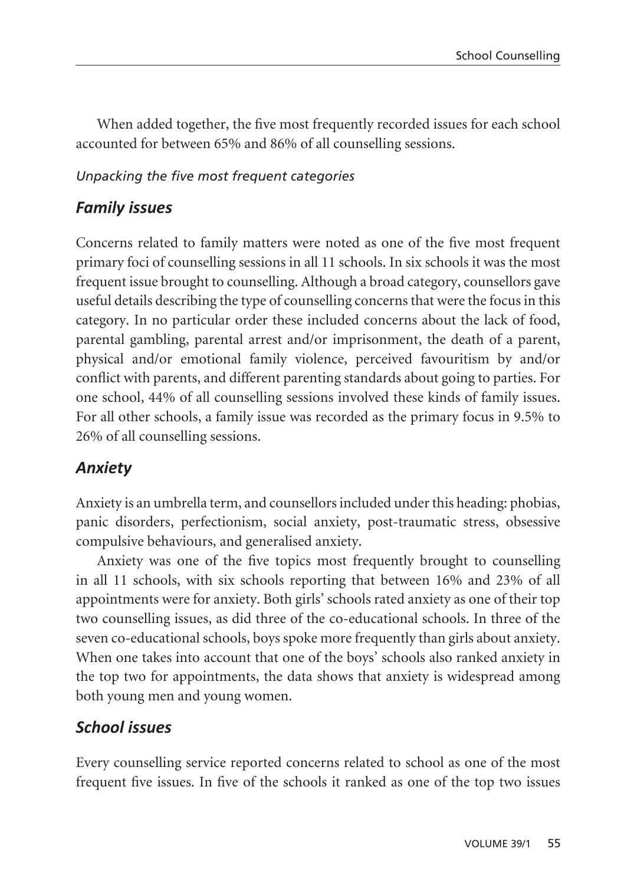When added together, the five most frequently recorded issues for each school accounted for between 65% and 86% of all counselling sessions.

*Unpacking the five most frequent categories*

### *Family issues*

Concerns related to family matters were noted as one of the five most frequent primary foci of counselling sessions in all 11 schools. In six schools it was the most frequent issue brought to counselling. Although a broad category, counsellors gave useful details describing the type of counselling concerns that were the focus in this category. In no particular order these included concerns about the lack of food, parental gambling, parental arrest and/or imprisonment, the death of a parent, physical and/or emotional family violence, perceived favouritism by and/or conflict with parents, and different parenting standards about going to parties. For one school, 44% of all counselling sessions involved these kinds of family issues. For all other schools, a family issue was recorded as the primary focus in 9.5% to 26% of all counselling sessions.

### *Anxiety*

Anxiety is an umbrella term, and counsellors included under this heading: phobias, panic disorders, perfectionism, social anxiety, post-traumatic stress, obsessive compulsive behaviours, and generalised anxiety.

Anxiety was one of the five topics most frequently brought to counselling in all 11 schools, with six schools reporting that between 16% and 23% of all appointments were for anxiety. Both girls' schools rated anxiety as one of their top two counselling issues, as did three of the co-educational schools. In three of the seven co-educational schools, boys spoke more frequently than girls about anxiety. When one takes into account that one of the boys' schools also ranked anxiety in the top two for appointments, the data shows that anxiety is widespread among both young men and young women.

### *School issues*

Every counselling service reported concerns related to school as one of the most frequent five issues. In five of the schools it ranked as one of the top two issues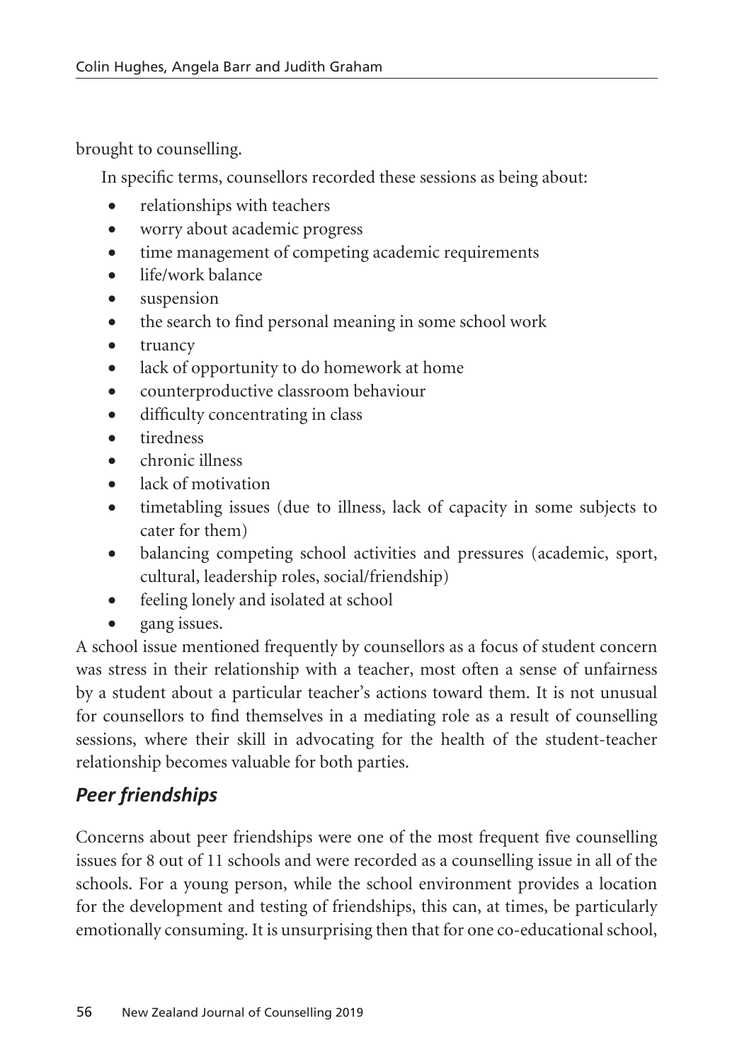brought to counselling.

In specific terms, counsellors recorded these sessions as being about:

- relationships with teachers
- worry about academic progress
- time management of competing academic requirements
- life/work balance
- suspension
- the search to find personal meaning in some school work
- truancy
- lack of opportunity to do homework at home
- counterproductive classroom behaviour
- difficulty concentrating in class
- tiredness
- chronic illness
- lack of motivation
- timetabling issues (due to illness, lack of capacity in some subjects to cater for them)
- balancing competing school activities and pressures (academic, sport, cultural, leadership roles, social/friendship)
- feeling lonely and isolated at school
- gang issues.

A school issue mentioned frequently by counsellors as a focus of student concern was stress in their relationship with a teacher, most often a sense of unfairness by a student about a particular teacher's actions toward them. It is not unusual for counsellors to find themselves in a mediating role as a result of counselling sessions, where their skill in advocating for the health of the student-teacher relationship becomes valuable for both parties.

## *Peer friendships*

Concerns about peer friendships were one of the most frequent five counselling issues for 8 out of 11 schools and were recorded as a counselling issue in all of the schools. For a young person, while the school environment provides a location for the development and testing of friendships, this can, at times, be particularly emotionally consuming. It is unsurprising then that for one co-educational school,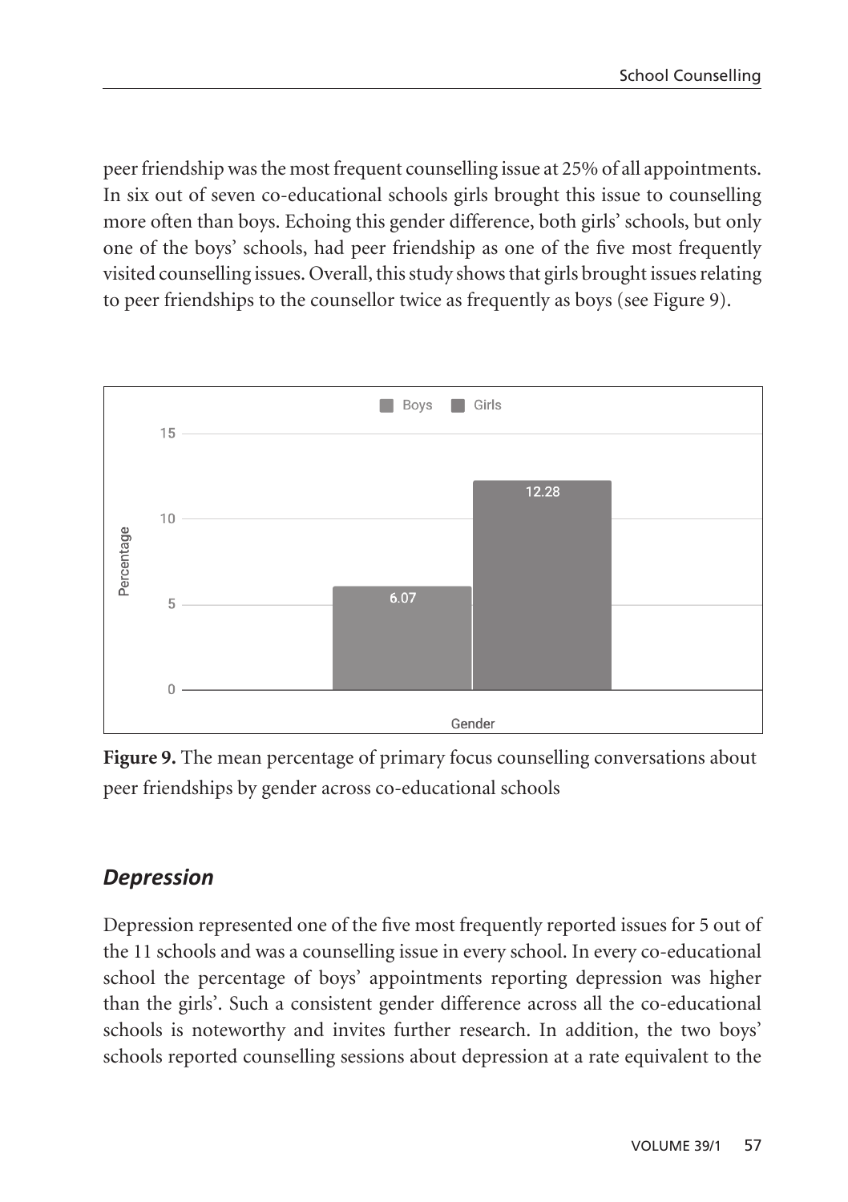peer friendship was the most frequent counselling issue at 25% of all appointments. In six out of seven co-educational schools girls brought this issue to counselling more often than boys. Echoing this gender difference, both girls' schools, but only one of the boys' schools, had peer friendship as one of the five most frequently visited counselling issues. Overall, this study shows that girls brought issues relating to peer friendships to the counsellor twice as frequently as boys (see Figure 9).

**Figure 9.** The mean percentage of primary focus counselling conversations about peer friendships by gender across co-educational schools

## *Depression*

Depression represented one of the five most frequently reported issues for 5 out of the 11 schools and was a counselling issue in every school. In every co-educational school the percentage of boys' appointments reporting depression was higher than the girls'. Such a consistent gender difference across all the co-educational schools is noteworthy and invites further research. In addition, the two boys' schools reported counselling sessions about depression at a rate equivalent to the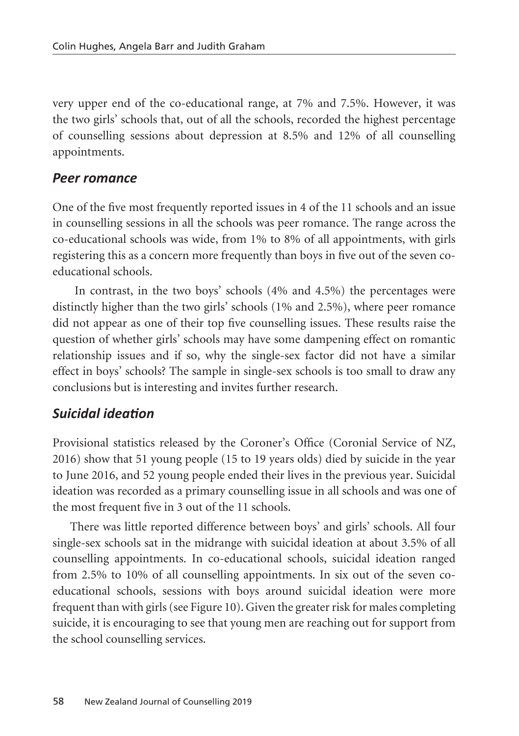very upper end of the co-educational range, at 7% and 7.5%. However, it was the two girls' schools that, out of all the schools, recorded the highest percentage of counselling sessions about depression at 8.5% and 12% of all counselling appointments.

### *Peer romance*

One of the five most frequently reported issues in 4 of the 11 schools and an issue in counselling sessions in all the schools was peer romance. The range across the co-educational schools was wide, from 1% to 8% of all appointments, with girls registering this as a concern more frequently than boys in five out of the seven co-educational schools.

In contrast, in the two boys' schools (4% and 4.5%) the percentages were distinctly higher than the two girls' schools (1% and 2.5%), where peer romance did not appear as one of their top five counselling issues. These results raise the question of whether girls' schools may have some dampening effect on romantic relationship issues and if so, why the single-sex factor did not have a similar effect in boys' schools? The sample in single-sex schools is too small to draw any conclusions but is interesting and invites further research.

### *Suicidal ideation*

Provisional statistics released by the Coroner's Office (Coronial Service of NZ, 2016) show that 51 young people (15 to 19 years olds) died by suicide in the year to June 2016, and 52 young people ended their lives in the previous year. Suicidal ideation was recorded as a primary counselling issue in all schools and was one of the most frequent five in 3 out of the 11 schools.

There was little reported difference between boys' and girls' schools. All four single-sex schools sat in the midrange with suicidal ideation at about 3.5% of all counselling appointments. In co-educational schools, suicidal ideation ranged from 2.5% to 10% of all counselling appointments. In six out of the seven co-educational schools, sessions with boys around suicidal ideation were more frequent than with girls (see Figure 10). Given the greater risk for males completing suicide, it is encouraging to see that young men are reaching out for support from the school counselling services.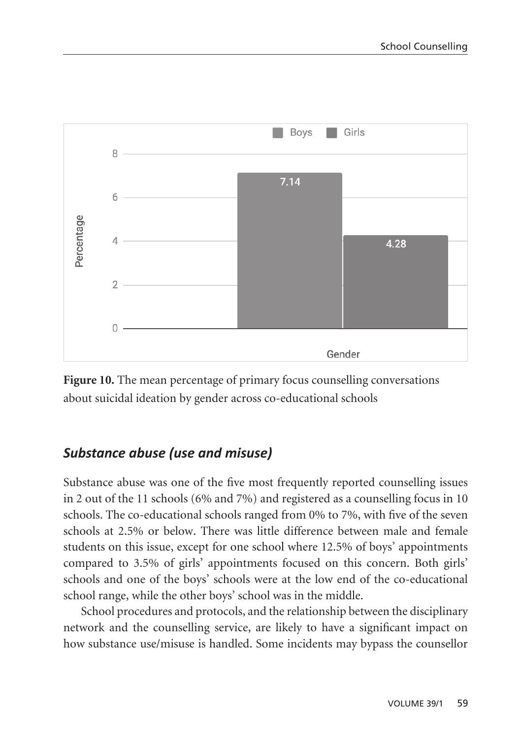**Figure 10.** The mean percentage of primary focus counselling conversations about suicidal ideation by gender across co-educational schools

## *Substance abuse (use and misuse)*

Substance abuse was one of the five most frequently reported counselling issues in 2 out of the 11 schools (6% and 7%) and registered as a counselling focus in 10 schools. The co-educational schools ranged from 0% to 7%, with five of the seven schools at 2.5% or below. There was little difference between male and female students on this issue, except for one school where 12.5% of boys' appointments compared to 3.5% of girls' appointments focused on this concern. Both girls' schools and one of the boys' schools were at the low end of the co-educational school range, while the other boys' school was in the middle.

School procedures and protocols, and the relationship between the disciplinary network and the counselling service, are likely to have a significant impact on how substance use/misuse is handled. Some incidents may bypass the counsellor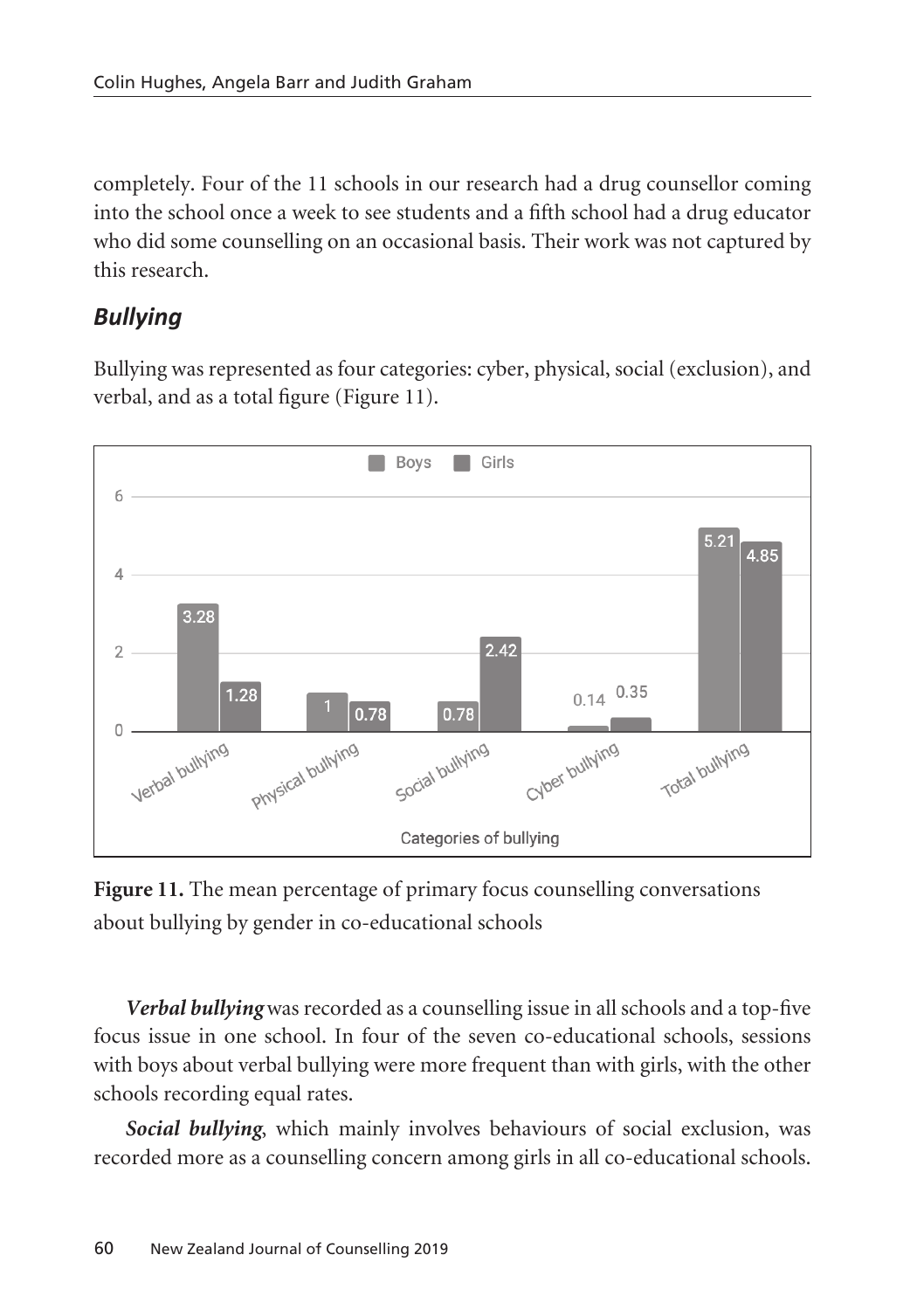completely. Four of the 11 schools in our research had a drug counsellor coming into the school once a week to see students and a fifth school had a drug educator who did some counselling on an occasional basis. Their work was not captured by this research.

## *Bullying*

Bullying was represented as four categories: cyber, physical, social (exclusion), and verbal, and as a total figure (Figure 11).

| Categories of bullying | Boys | Girls |
|---|---|---|
| Verbal bullying | 3.28 | 1.28 |
| Physical bullying | 1 | 0.78 |
| Social bullying | 0.78 | 2.42 |
| Cyber bullying | 0.14 | 0.35 |
| Total bullying | 5.21 | 4.85 |

**Figure 11.** The mean percentage of primary focus counselling conversations about bullying by gender in co-educational schools

***Verbal bullying*** was recorded as a counselling issue in all schools and a top-five focus issue in one school. In four of the seven co-educational schools, sessions with boys about verbal bullying were more frequent than with girls, with the other schools recording equal rates.

***Social bullying***, which mainly involves behaviours of social exclusion, was recorded more as a counselling concern among girls in all co-educational schools.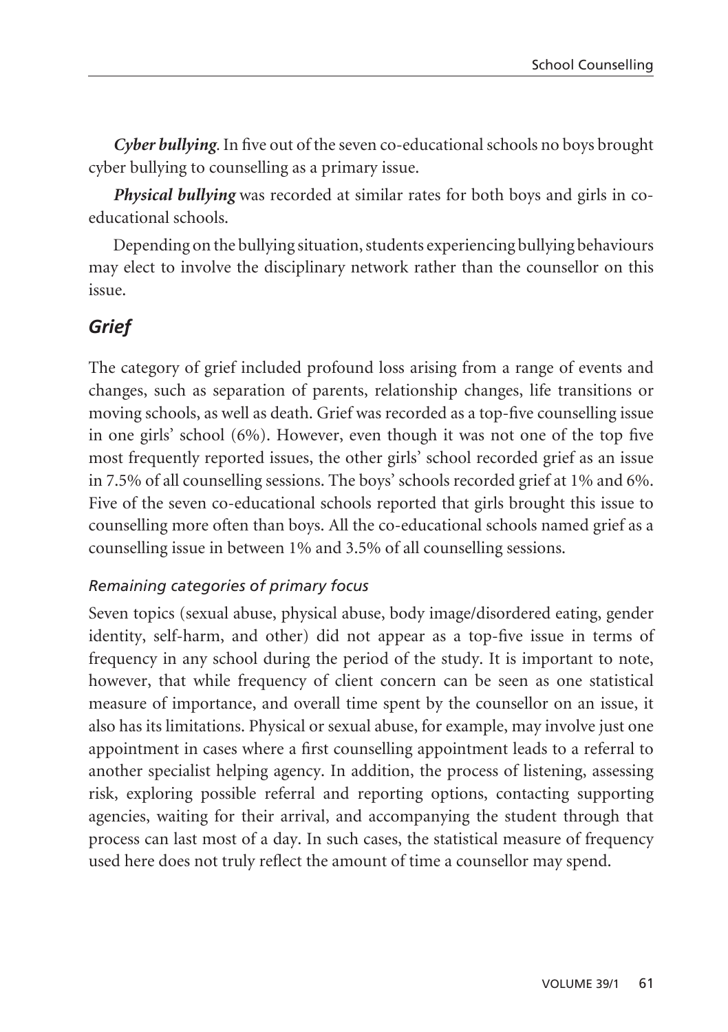***Cyber bullying***. In five out of the seven co-educational schools no boys brought cyber bullying to counselling as a primary issue.

***Physical bullying*** was recorded at similar rates for both boys and girls in co-educational schools.

Depending on the bullying situation, students experiencing bullying behaviours may elect to involve the disciplinary network rather than the counsellor on this issue.

## *Grief*

The category of grief included profound loss arising from a range of events and changes, such as separation of parents, relationship changes, life transitions or moving schools, as well as death. Grief was recorded as a top-five counselling issue in one girls' school (6%). However, even though it was not one of the top five most frequently reported issues, the other girls' school recorded grief as an issue in 7.5% of all counselling sessions. The boys' schools recorded grief at 1% and 6%. Five of the seven co-educational schools reported that girls brought this issue to counselling more often than boys. All the co-educational schools named grief as a counselling issue in between 1% and 3.5% of all counselling sessions.

### *Remaining categories of primary focus*

Seven topics (sexual abuse, physical abuse, body image/disordered eating, gender identity, self-harm, and other) did not appear as a top-five issue in terms of frequency in any school during the period of the study. It is important to note, however, that while frequency of client concern can be seen as one statistical measure of importance, and overall time spent by the counsellor on an issue, it also has its limitations. Physical or sexual abuse, for example, may involve just one appointment in cases where a first counselling appointment leads to a referral to another specialist helping agency. In addition, the process of listening, assessing risk, exploring possible referral and reporting options, contacting supporting agencies, waiting for their arrival, and accompanying the student through that process can last most of a day. In such cases, the statistical measure of frequency used here does not truly reflect the amount of time a counsellor may spend.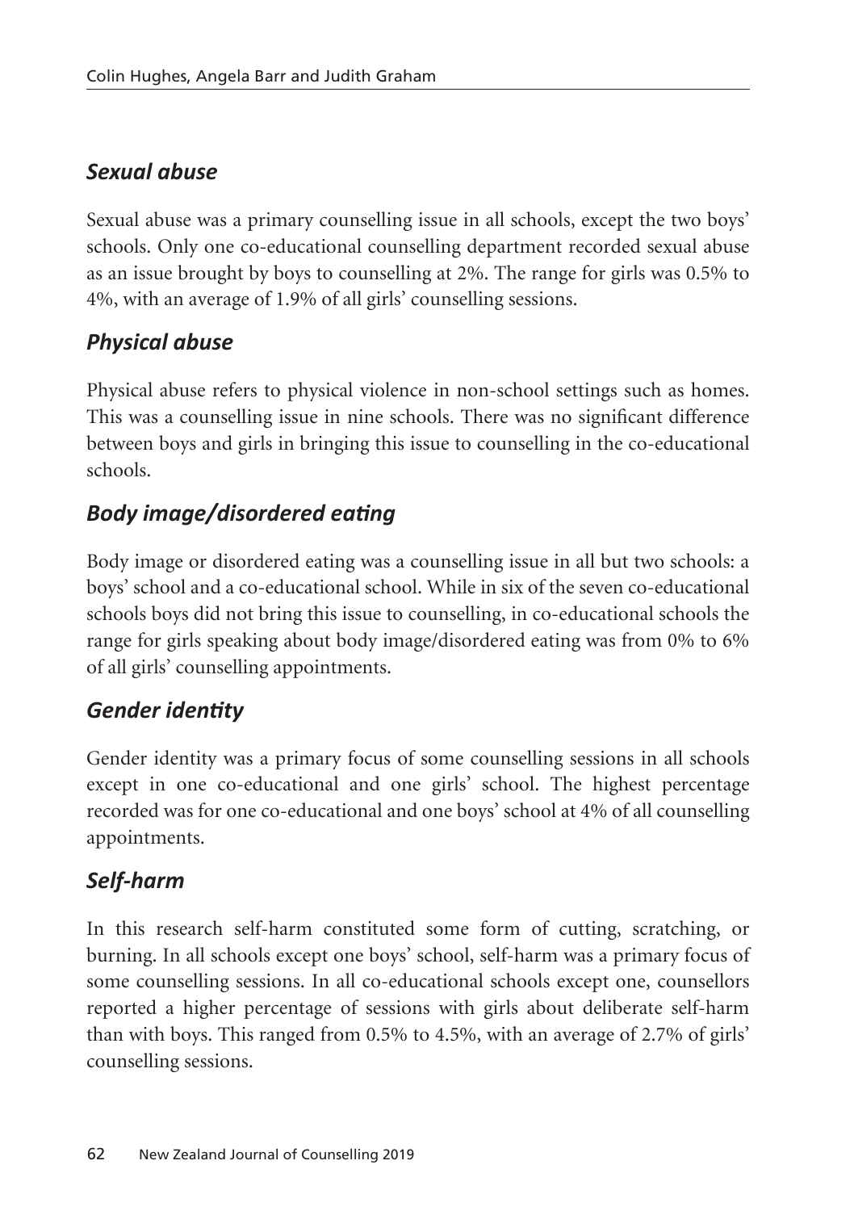### *Sexual abuse*

Sexual abuse was a primary counselling issue in all schools, except the two boys' schools. Only one co-educational counselling department recorded sexual abuse as an issue brought by boys to counselling at 2%. The range for girls was 0.5% to 4%, with an average of 1.9% of all girls' counselling sessions.

### *Physical abuse*

Physical abuse refers to physical violence in non-school settings such as homes. This was a counselling issue in nine schools. There was no significant difference between boys and girls in bringing this issue to counselling in the co-educational schools.

### *Body image/disordered eating*

Body image or disordered eating was a counselling issue in all but two schools: a boys' school and a co-educational school. While in six of the seven co-educational schools boys did not bring this issue to counselling, in co-educational schools the range for girls speaking about body image/disordered eating was from 0% to 6% of all girls' counselling appointments.

### *Gender identity*

Gender identity was a primary focus of some counselling sessions in all schools except in one co-educational and one girls' school. The highest percentage recorded was for one co-educational and one boys' school at 4% of all counselling appointments.

### *Self-harm*

In this research self-harm constituted some form of cutting, scratching, or burning. In all schools except one boys' school, self-harm was a primary focus of some counselling sessions. In all co-educational schools except one, counsellors reported a higher percentage of sessions with girls about deliberate self-harm than with boys. This ranged from 0.5% to 4.5%, with an average of 2.7% of girls' counselling sessions.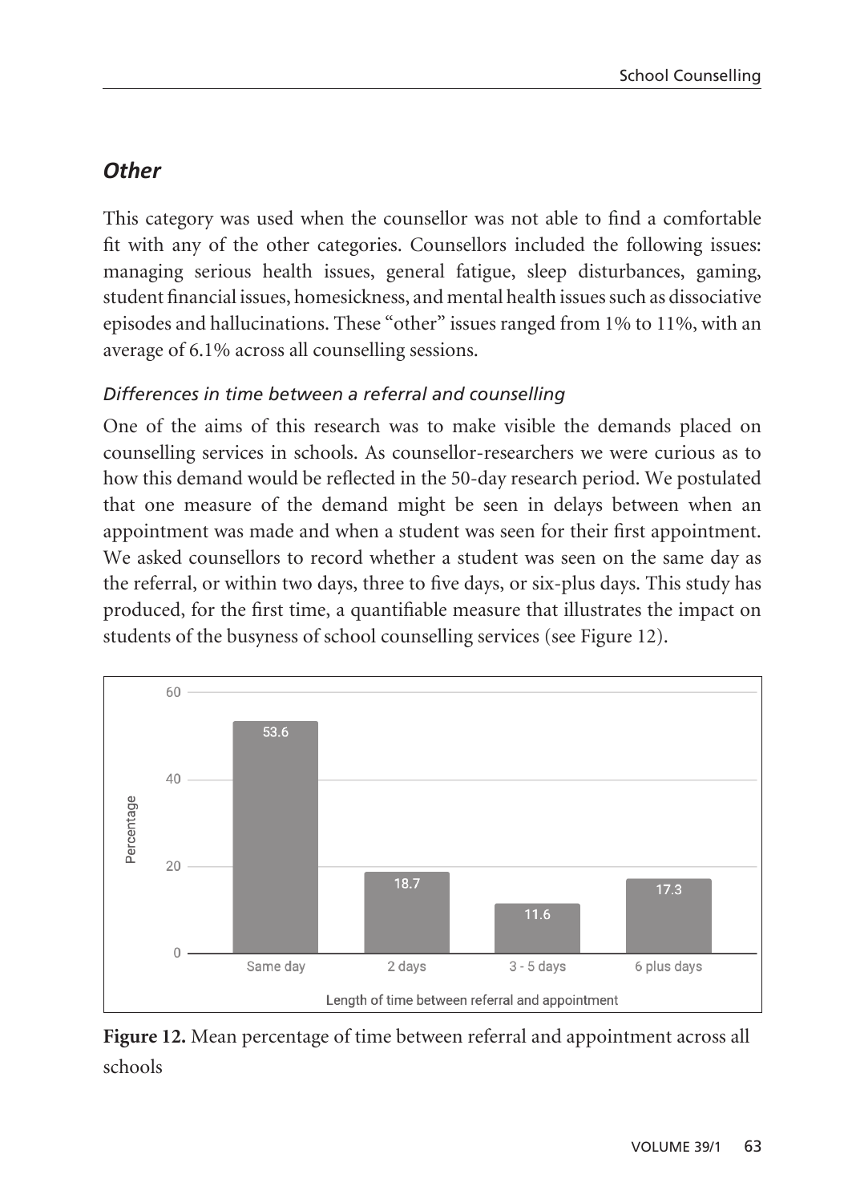### *Other*

This category was used when the counsellor was not able to find a comfortable fit with any of the other categories. Counsellors included the following issues: managing serious health issues, general fatigue, sleep disturbances, gaming, student financial issues, homesickness, and mental health issues such as dissociative episodes and hallucinations. These "other" issues ranged from 1% to 11%, with an average of 6.1% across all counselling sessions.

#### *Differences in time between a referral and counselling*

One of the aims of this research was to make visible the demands placed on counselling services in schools. As counsellor-researchers we were curious as to how this demand would be reflected in the 50-day research period. We postulated that one measure of the demand might be seen in delays between when an appointment was made and when a student was seen for their first appointment. We asked counsellors to record whether a student was seen on the same day as the referral, or within two days, three to five days, or six-plus days. This study has produced, for the first time, a quantifiable measure that illustrates the impact on students of the busyness of school counselling services (see Figure 12).

| Length of time between referral and appointment | Percentage |
|---|---|
| Same day | 53.6 |
| 2 days | 18.7 |
| 3 - 5 days | 11.6 |
| 6 plus days | 17.3 |

**Figure 12.** Mean percentage of time between referral and appointment across all schools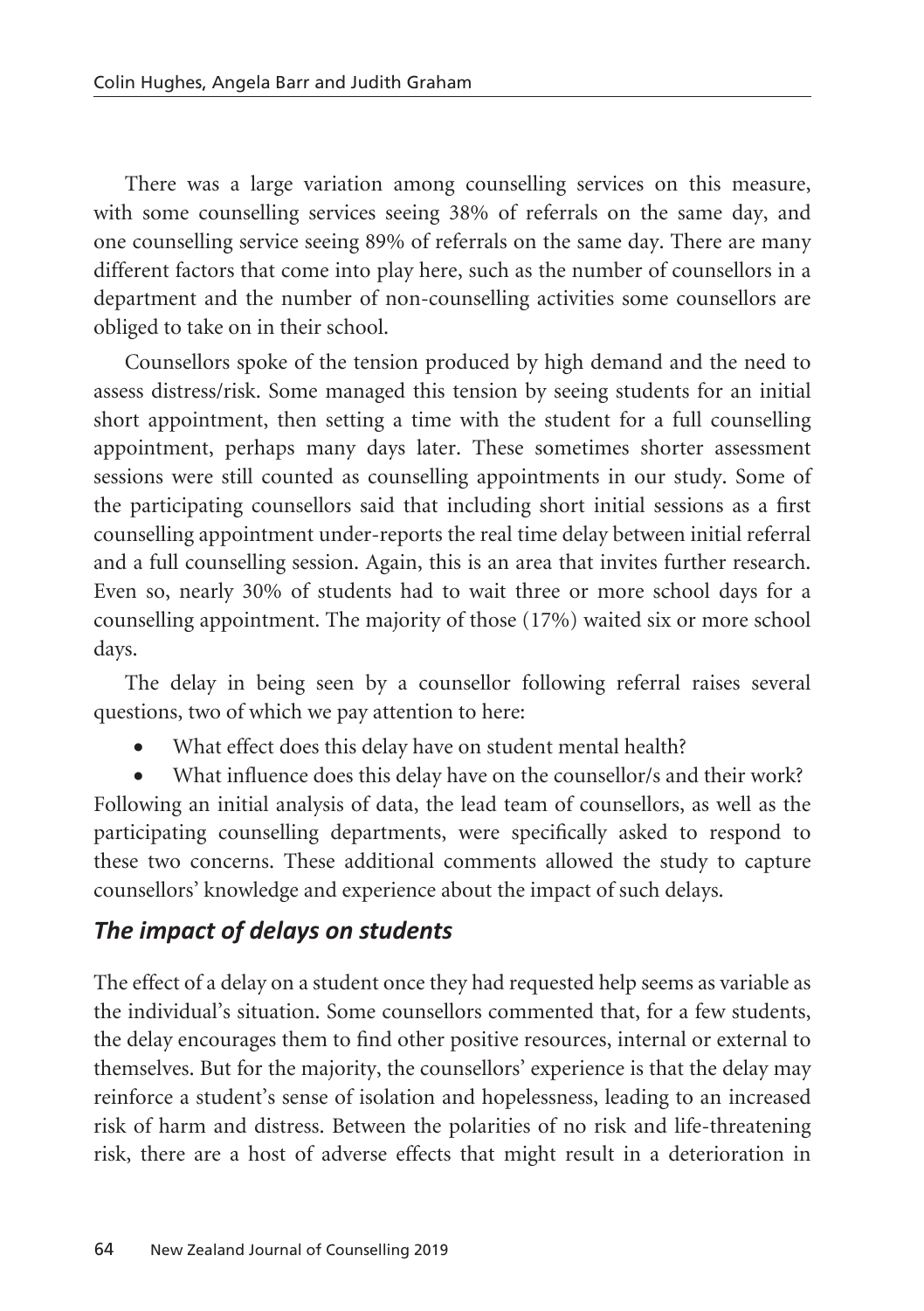There was a large variation among counselling services on this measure, with some counselling services seeing 38% of referrals on the same day, and one counselling service seeing 89% of referrals on the same day. There are many different factors that come into play here, such as the number of counsellors in a department and the number of non-counselling activities some counsellors are obliged to take on in their school.

Counsellors spoke of the tension produced by high demand and the need to assess distress/risk. Some managed this tension by seeing students for an initial short appointment, then setting a time with the student for a full counselling appointment, perhaps many days later. These sometimes shorter assessment sessions were still counted as counselling appointments in our study. Some of the participating counsellors said that including short initial sessions as a first counselling appointment under-reports the real time delay between initial referral and a full counselling session. Again, this is an area that invites further research. Even so, nearly 30% of students had to wait three or more school days for a counselling appointment. The majority of those (17%) waited six or more school days.

The delay in being seen by a counsellor following referral raises several questions, two of which we pay attention to here:

- What effect does this delay have on student mental health?
- What influence does this delay have on the counsellor/s and their work?

Following an initial analysis of data, the lead team of counsellors, as well as the participating counselling departments, were specifically asked to respond to these two concerns. These additional comments allowed the study to capture counsellors' knowledge and experience about the impact of such delays.

## *The impact of delays on students*

The effect of a delay on a student once they had requested help seems as variable as the individual's situation. Some counsellors commented that, for a few students, the delay encourages them to find other positive resources, internal or external to themselves. But for the majority, the counsellors' experience is that the delay may reinforce a student's sense of isolation and hopelessness, leading to an increased risk of harm and distress. Between the polarities of no risk and life-threatening risk, there are a host of adverse effects that might result in a deterioration in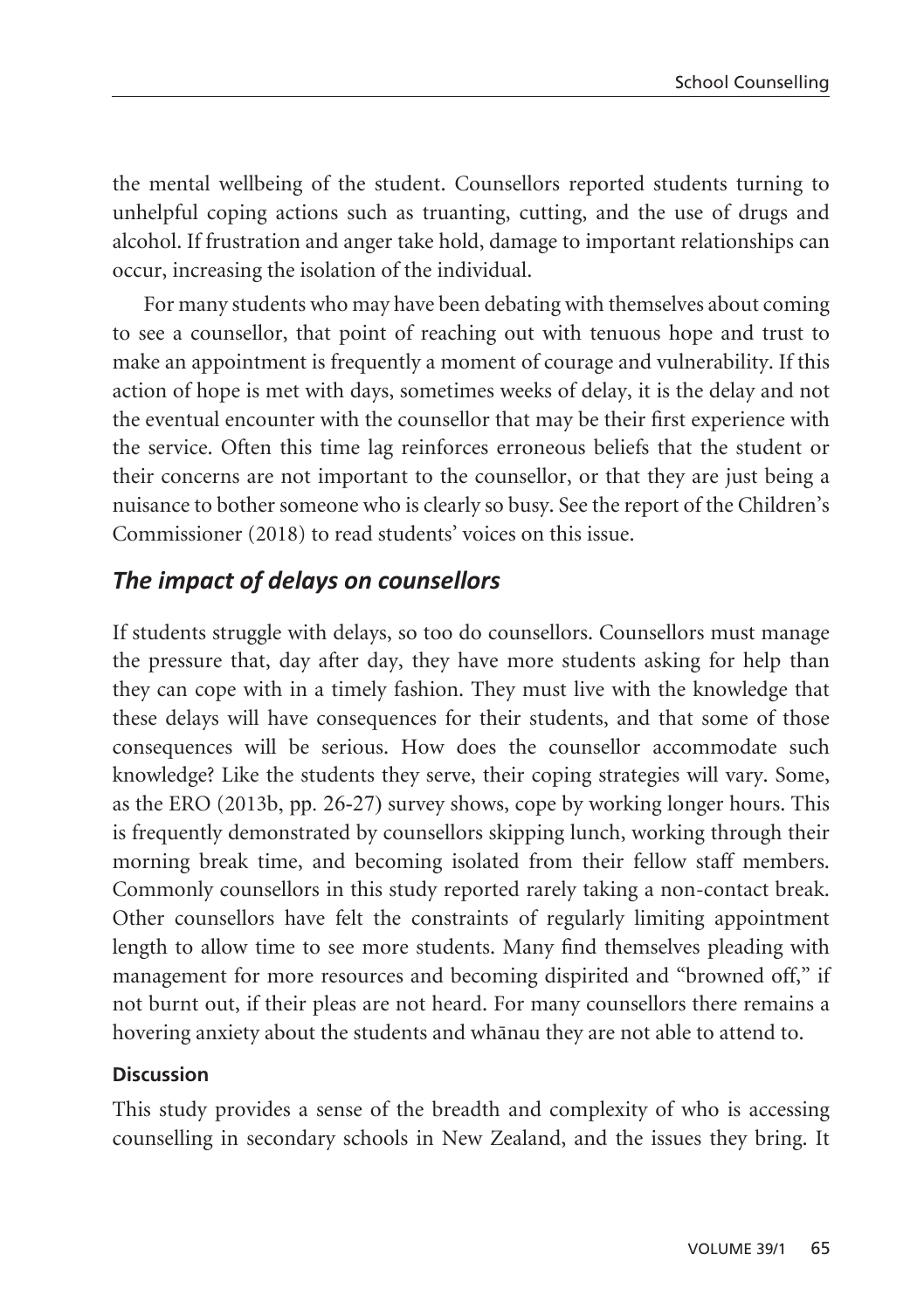the mental wellbeing of the student. Counsellors reported students turning to unhelpful coping actions such as truanting, cutting, and the use of drugs and alcohol. If frustration and anger take hold, damage to important relationships can occur, increasing the isolation of the individual.

For many students who may have been debating with themselves about coming to see a counsellor, that point of reaching out with tenuous hope and trust to make an appointment is frequently a moment of courage and vulnerability. If this action of hope is met with days, sometimes weeks of delay, it is the delay and not the eventual encounter with the counsellor that may be their first experience with the service. Often this time lag reinforces erroneous beliefs that the student or their concerns are not important to the counsellor, or that they are just being a nuisance to bother someone who is clearly so busy. See the report of the Children's Commissioner (2018) to read students' voices on this issue.

### *The impact of delays on counsellors*

If students struggle with delays, so too do counsellors. Counsellors must manage the pressure that, day after day, they have more students asking for help than they can cope with in a timely fashion. They must live with the knowledge that these delays will have consequences for their students, and that some of those consequences will be serious. How does the counsellor accommodate such knowledge? Like the students they serve, their coping strategies will vary. Some, as the ERO (2013b, pp. 26-27) survey shows, cope by working longer hours. This is frequently demonstrated by counsellors skipping lunch, working through their morning break time, and becoming isolated from their fellow staff members. Commonly counsellors in this study reported rarely taking a non-contact break. Other counsellors have felt the constraints of regularly limiting appointment length to allow time to see more students. Many find themselves pleading with management for more resources and becoming dispirited and "browned off," if not burnt out, if their pleas are not heard. For many counsellors there remains a hovering anxiety about the students and whānau they are not able to attend to.

## Discussion

This study provides a sense of the breadth and complexity of who is accessing counselling in secondary schools in New Zealand, and the issues they bring. It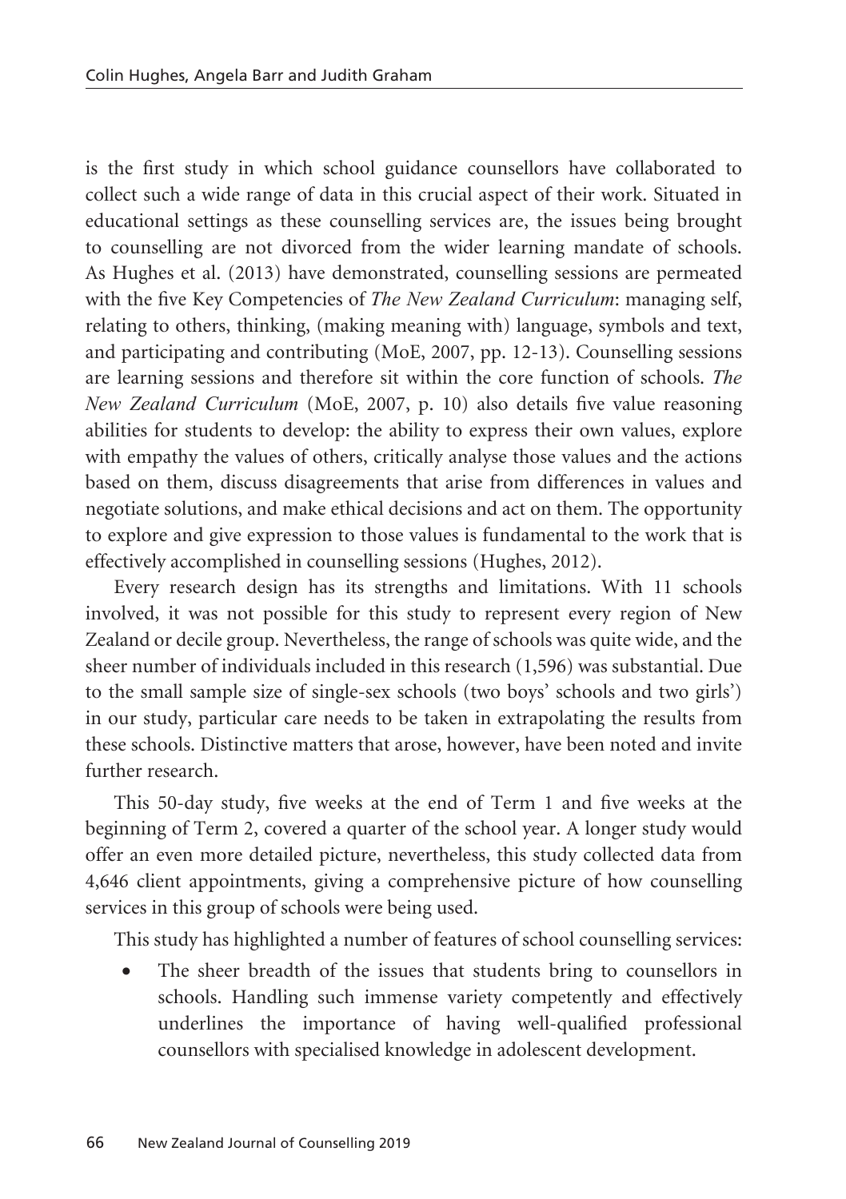is the first study in which school guidance counsellors have collaborated to collect such a wide range of data in this crucial aspect of their work. Situated in educational settings as these counselling services are, the issues being brought to counselling are not divorced from the wider learning mandate of schools. As Hughes et al. (2013) have demonstrated, counselling sessions are permeated with the five Key Competencies of *The New Zealand Curriculum*: managing self, relating to others, thinking, (making meaning with) language, symbols and text, and participating and contributing (MoE, 2007, pp. 12-13). Counselling sessions are learning sessions and therefore sit within the core function of schools. *The New Zealand Curriculum* (MoE, 2007, p. 10) also details five value reasoning abilities for students to develop: the ability to express their own values, explore with empathy the values of others, critically analyse those values and the actions based on them, discuss disagreements that arise from differences in values and negotiate solutions, and make ethical decisions and act on them. The opportunity to explore and give expression to those values is fundamental to the work that is effectively accomplished in counselling sessions (Hughes, 2012).

Every research design has its strengths and limitations. With 11 schools involved, it was not possible for this study to represent every region of New Zealand or decile group. Nevertheless, the range of schools was quite wide, and the sheer number of individuals included in this research (1,596) was substantial. Due to the small sample size of single-sex schools (two boys' schools and two girls') in our study, particular care needs to be taken in extrapolating the results from these schools. Distinctive matters that arose, however, have been noted and invite further research.

This 50-day study, five weeks at the end of Term 1 and five weeks at the beginning of Term 2, covered a quarter of the school year. A longer study would offer an even more detailed picture, nevertheless, this study collected data from 4,646 client appointments, giving a comprehensive picture of how counselling services in this group of schools were being used.

This study has highlighted a number of features of school counselling services:

- The sheer breadth of the issues that students bring to counsellors in schools. Handling such immense variety competently and effectively underlines the importance of having well-qualified professional counsellors with specialised knowledge in adolescent development.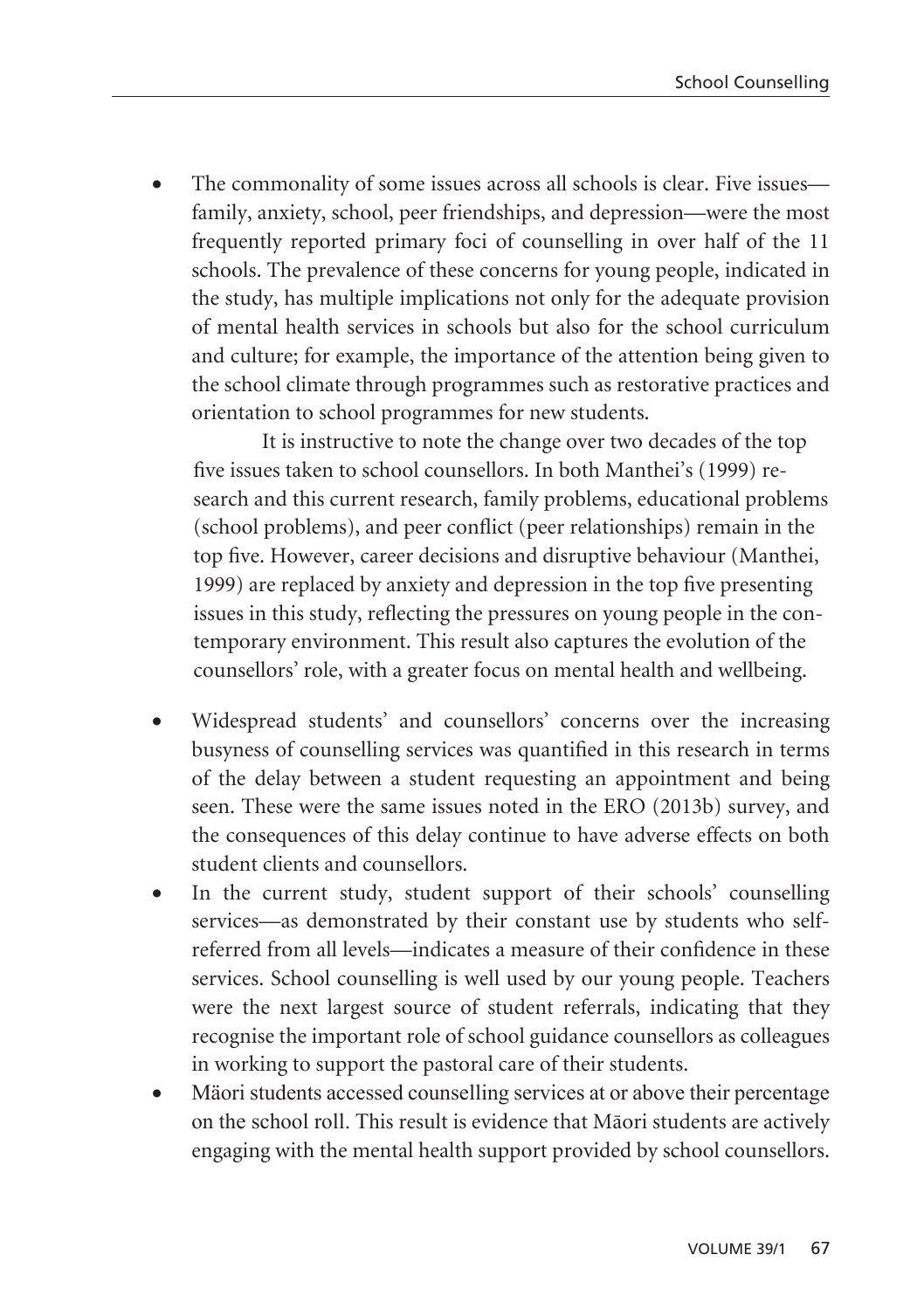- The commonality of some issues across all schools is clear. Five issues—family, anxiety, school, peer friendships, and depression—were the most frequently reported primary foci of counselling in over half of the 11 schools. The prevalence of these concerns for young people, indicated in the study, has multiple implications not only for the adequate provision of mental health services in schools but also for the school curriculum and culture; for example, the importance of the attention being given to the school climate through programmes such as restorative practices and orientation to school programmes for new students.

  It is instructive to note the change over two decades of the top five issues taken to school counsellors. In both Manthei's (1999) research and this current research, family problems, educational problems (school problems), and peer conflict (peer relationships) remain in the top five. However, career decisions and disruptive behaviour (Manthei, 1999) are replaced by anxiety and depression in the top five presenting issues in this study, reflecting the pressures on young people in the contemporary environment. This result also captures the evolution of the counsellors' role, with a greater focus on mental health and wellbeing.

- Widespread students' and counsellors' concerns over the increasing busyness of counselling services was quantified in this research in terms of the delay between a student requesting an appointment and being seen. These were the same issues noted in the ERO (2013b) survey, and the consequences of this delay continue to have adverse effects on both student clients and counsellors.
- In the current study, student support of their schools' counselling services—as demonstrated by their constant use by students who self-referred from all levels—indicates a measure of their confidence in these services. School counselling is well used by our young people. Teachers were the next largest source of student referrals, indicating that they recognise the important role of school guidance counsellors as colleagues in working to support the pastoral care of their students.
- Mäori students accessed counselling services at or above their percentage on the school roll. This result is evidence that Māori students are actively engaging with the mental health support provided by school counsellors.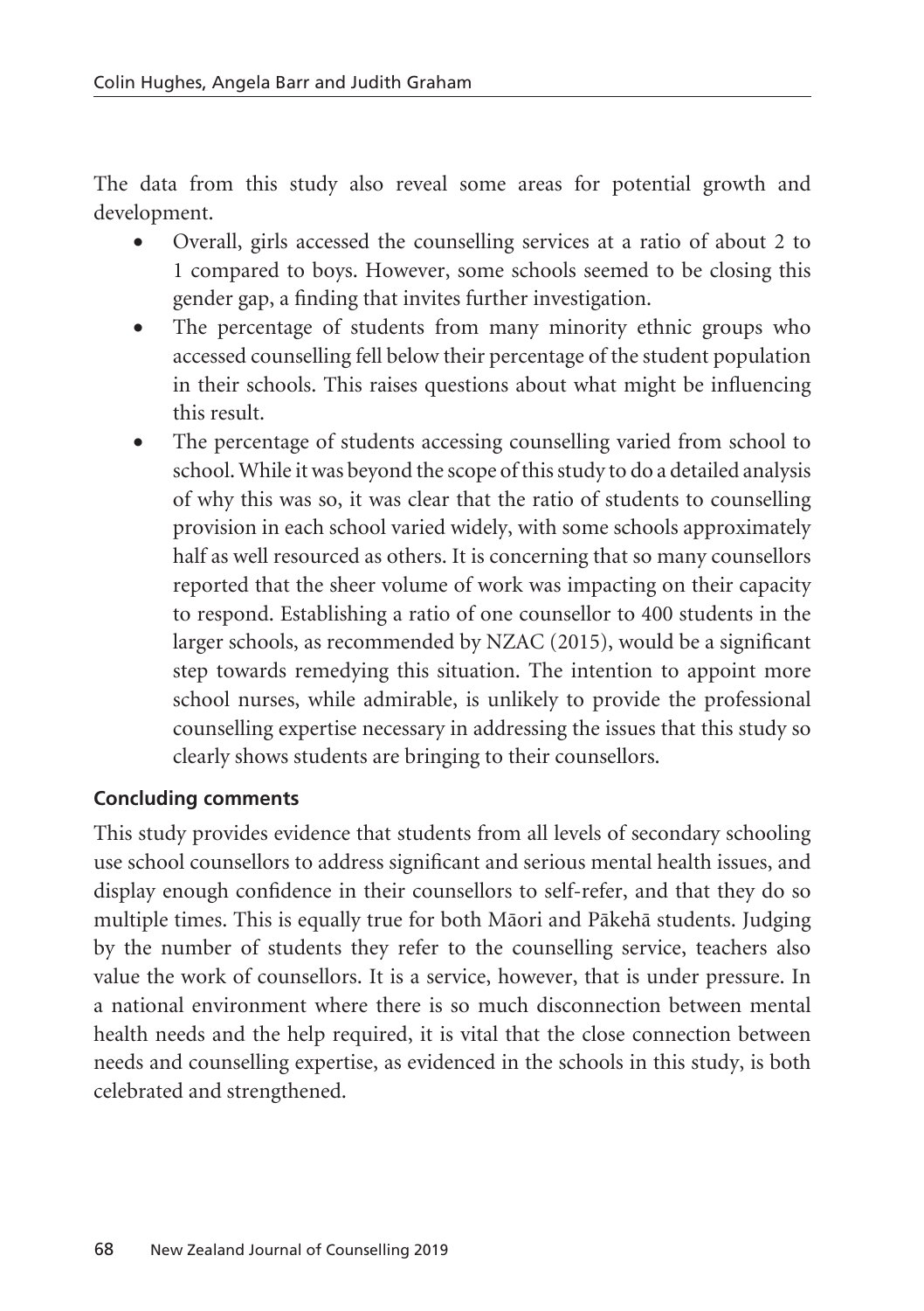The data from this study also reveal some areas for potential growth and development.

- Overall, girls accessed the counselling services at a ratio of about 2 to 1 compared to boys. However, some schools seemed to be closing this gender gap, a finding that invites further investigation.
- The percentage of students from many minority ethnic groups who accessed counselling fell below their percentage of the student population in their schools. This raises questions about what might be influencing this result.
- The percentage of students accessing counselling varied from school to school. While it was beyond the scope of this study to do a detailed analysis of why this was so, it was clear that the ratio of students to counselling provision in each school varied widely, with some schools approximately half as well resourced as others. It is concerning that so many counsellors reported that the sheer volume of work was impacting on their capacity to respond. Establishing a ratio of one counsellor to 400 students in the larger schools, as recommended by NZAC (2015), would be a significant step towards remedying this situation. The intention to appoint more school nurses, while admirable, is unlikely to provide the professional counselling expertise necessary in addressing the issues that this study so clearly shows students are bringing to their counsellors.

### Concluding comments

This study provides evidence that students from all levels of secondary schooling use school counsellors to address significant and serious mental health issues, and display enough confidence in their counsellors to self-refer, and that they do so multiple times. This is equally true for both Māori and Pākehā students. Judging by the number of students they refer to the counselling service, teachers also value the work of counsellors. It is a service, however, that is under pressure. In a national environment where there is so much disconnection between mental health needs and the help required, it is vital that the close connection between needs and counselling expertise, as evidenced in the schools in this study, is both celebrated and strengthened.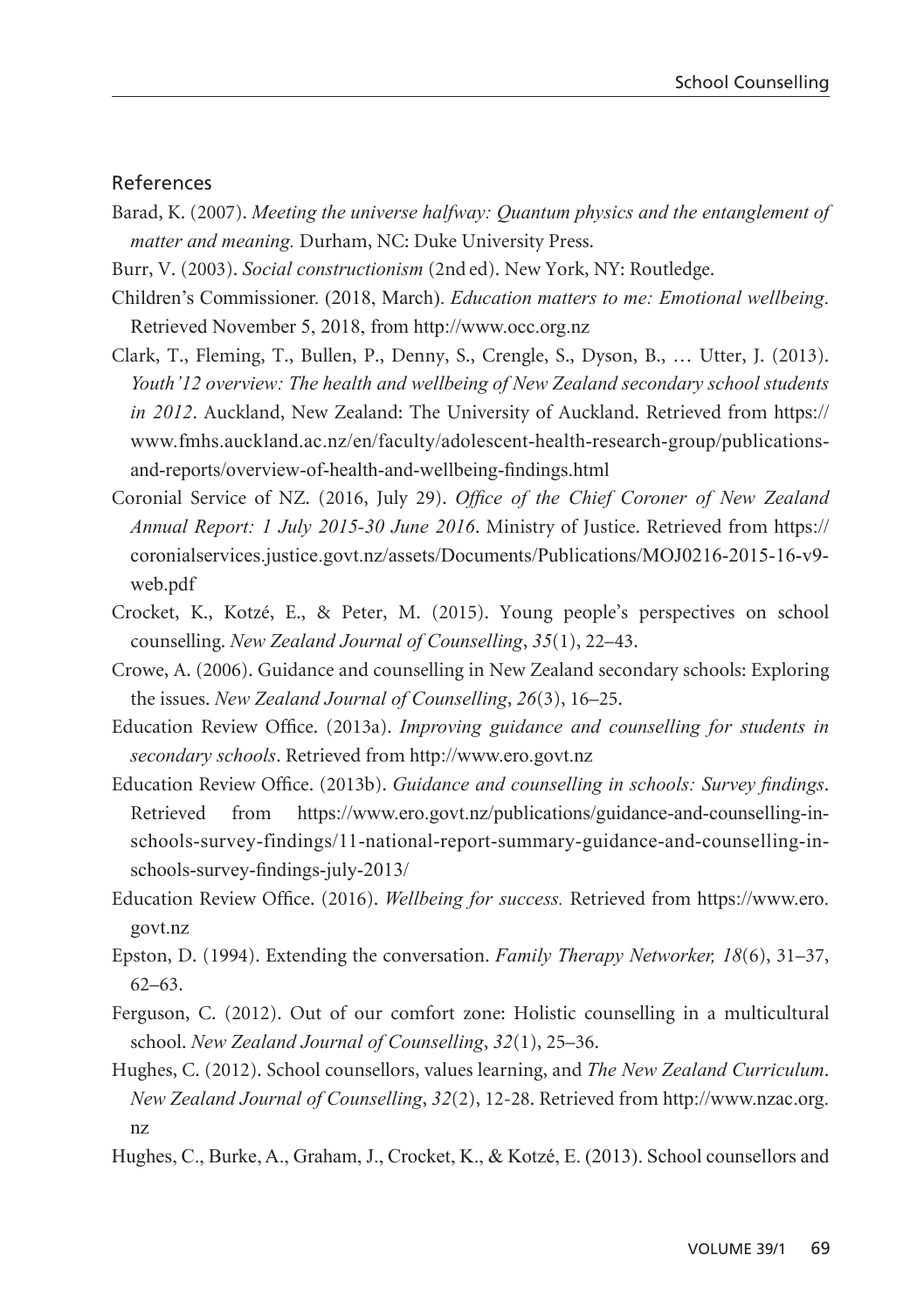## References

Barad, K. (2007). *Meeting the universe halfway: Quantum physics and the entanglement of matter and meaning.* Durham, NC: Duke University Press.

Burr, V. (2003). *Social constructionism* (2nd ed). New York, NY: Routledge.

Children's Commissioner. (2018, March). *Education matters to me: Emotional wellbeing*. Retrieved November 5, 2018, from http://www.occ.org.nz

Clark, T., Fleming, T., Bullen, P., Denny, S., Crengle, S., Dyson, B., … Utter, J. (2013). *Youth'12 overview: The health and wellbeing of New Zealand secondary school students in 2012*. Auckland, New Zealand: The University of Auckland. Retrieved from https://www.fmhs.auckland.ac.nz/en/faculty/adolescent-health-research-group/publications-and-reports/overview-of-health-and-wellbeing-findings.html

Coronial Service of NZ. (2016, July 29). *Office of the Chief Coroner of New Zealand Annual Report: 1 July 2015-30 June 2016*. Ministry of Justice. Retrieved from https://coronialservices.justice.govt.nz/assets/Documents/Publications/MOJ0216-2015-16-v9-web.pdf

Crocket, K., Kotzé, E., & Peter, M. (2015). Young people's perspectives on school counselling. *New Zealand Journal of Counselling*, *35*(1), 22–43.

Crowe, A. (2006). Guidance and counselling in New Zealand secondary schools: Exploring the issues. *New Zealand Journal of Counselling*, *26*(3), 16–25.

Education Review Office. (2013a). *Improving guidance and counselling for students in secondary schools*. Retrieved from http://www.ero.govt.nz

Education Review Office. (2013b). *Guidance and counselling in schools: Survey findings*. Retrieved from https://www.ero.govt.nz/publications/guidance-and-counselling-in-schools-survey-findings/11-national-report-summary-guidance-and-counselling-in-schools-survey-findings-july-2013/

Education Review Office. (2016). *Wellbeing for success.* Retrieved from https://www.ero.govt.nz

Epston, D. (1994). Extending the conversation. *Family Therapy Networker, 18*(6), 31–37, 62–63.

Ferguson, C. (2012). Out of our comfort zone: Holistic counselling in a multicultural school. *New Zealand Journal of Counselling*, *32*(1), 25–36.

Hughes, C. (2012). School counsellors, values learning, and *The New Zealand Curriculum*. *New Zealand Journal of Counselling*, *32*(2), 12-28. Retrieved from http://www.nzac.org.nz

Hughes, C., Burke, A., Graham, J., Crocket, K., & Kotzé, E. (2013). School counsellors and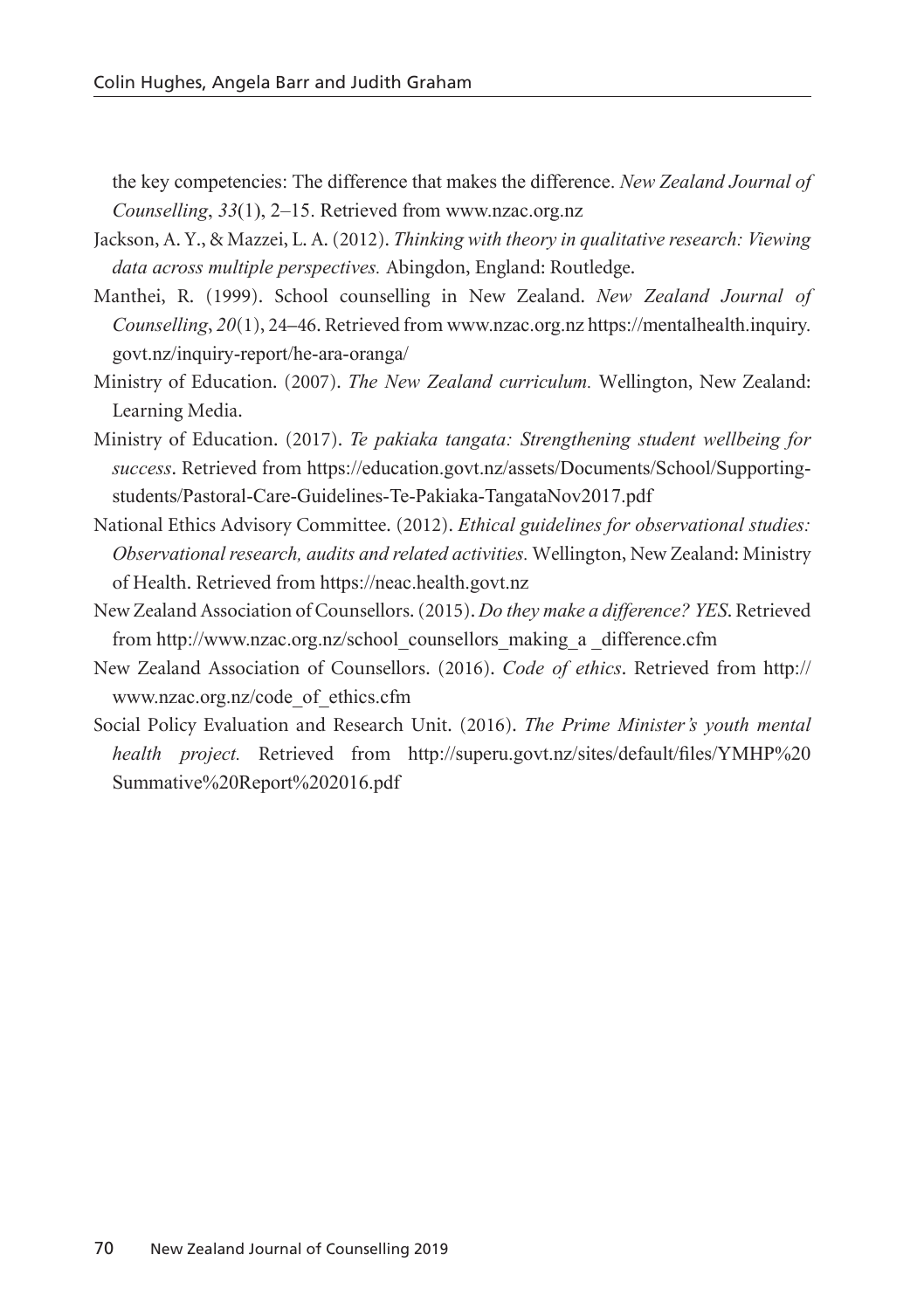the key competencies: The difference that makes the difference. *New Zealand Journal of Counselling*, *33*(1), 2–15. Retrieved from www.nzac.org.nz

Jackson, A. Y., & Mazzei, L. A. (2012). *Thinking with theory in qualitative research: Viewing data across multiple perspectives.* Abingdon, England: Routledge.

Manthei, R. (1999). School counselling in New Zealand. *New Zealand Journal of Counselling*, *20*(1), 24–46. Retrieved from www.nzac.org.nz https://mentalhealth.inquiry.govt.nz/inquiry-report/he-ara-oranga/

Ministry of Education. (2007). *The New Zealand curriculum.* Wellington, New Zealand: Learning Media.

Ministry of Education. (2017). *Te pakiaka tangata: Strengthening student wellbeing for success*. Retrieved from https://education.govt.nz/assets/Documents/School/Supporting-students/Pastoral-Care-Guidelines-Te-Pakiaka-TangataNov2017.pdf

National Ethics Advisory Committee. (2012). *Ethical guidelines for observational studies: Observational research, audits and related activities.* Wellington, New Zealand: Ministry of Health. Retrieved from https://neac.health.govt.nz

New Zealand Association of Counsellors. (2015). *Do they make a difference? YES*. Retrieved from http://www.nzac.org.nz/school_counsellors_making_a _difference.cfm

New Zealand Association of Counsellors. (2016). *Code of ethics*. Retrieved from http://www.nzac.org.nz/code_of_ethics.cfm

Social Policy Evaluation and Research Unit. (2016). *The Prime Minister's youth mental health project.* Retrieved from http://superu.govt.nz/sites/default/files/YMHP%20Summative%20Report%202016.pdf